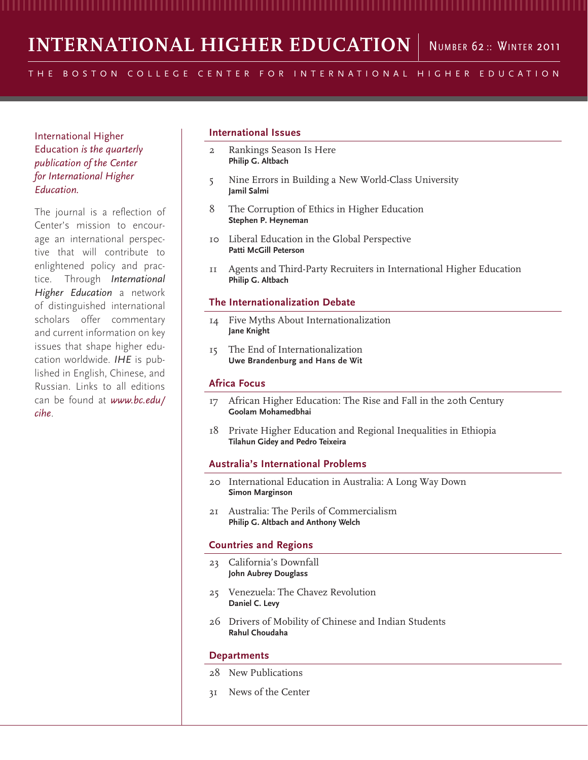# INTERNATIONAL HIGHER EDUCATION

Number 62 :: Winter 2011

THE BOSTON COLLEGE CENTER FOR INTERNATIONAL HIGHER EDUCATION

International Higher Education *is the quarterly publication of the Center for International Higher Education.*

The journal is a reflection of Center's mission to encourage an international perspective that will contribute to enlightened policy and practice. Through ***International Higher Education*** a network of distinguished international scholars offer commentary and current information on key issues that shape higher education worldwide. ***IHE*** is published in English, Chinese, and Russian. Links to all editions can be found at ***www.bc.edu/cihe***.

## International Issues

2 Rankings Season Is Here
**Philip G. Altbach**

5 Nine Errors in Building a New World-Class University
**Jamil Salmi**

8 The Corruption of Ethics in Higher Education
**Stephen P. Heyneman**

10 Liberal Education in the Global Perspective
**Patti McGill Peterson**

11 Agents and Third-Party Recruiters in International Higher Education
**Philip G. Altbach**

## The Internationalization Debate

14 Five Myths About Internationalization
**Jane Knight**

15 The End of Internationalization
**Uwe Brandenburg and Hans de Wit**

## Africa Focus

17 African Higher Education: The Rise and Fall in the 20th Century
**Goolam Mohamedbhai**

18 Private Higher Education and Regional Inequalities in Ethiopia
**Tilahun Gidey and Pedro Teixeira**

## Australia's International Problems

20 International Education in Australia: A Long Way Down
**Simon Marginson**

21 Australia: The Perils of Commercialism
**Philip G. Altbach and Anthony Welch**

## Countries and Regions

23 California's Downfall
**John Aubrey Douglass**

25 Venezuela: The Chavez Revolution
**Daniel C. Levy**

26 Drivers of Mobility of Chinese and Indian Students
**Rahul Choudaha**

## Departments

28 New Publications

31 News of the Center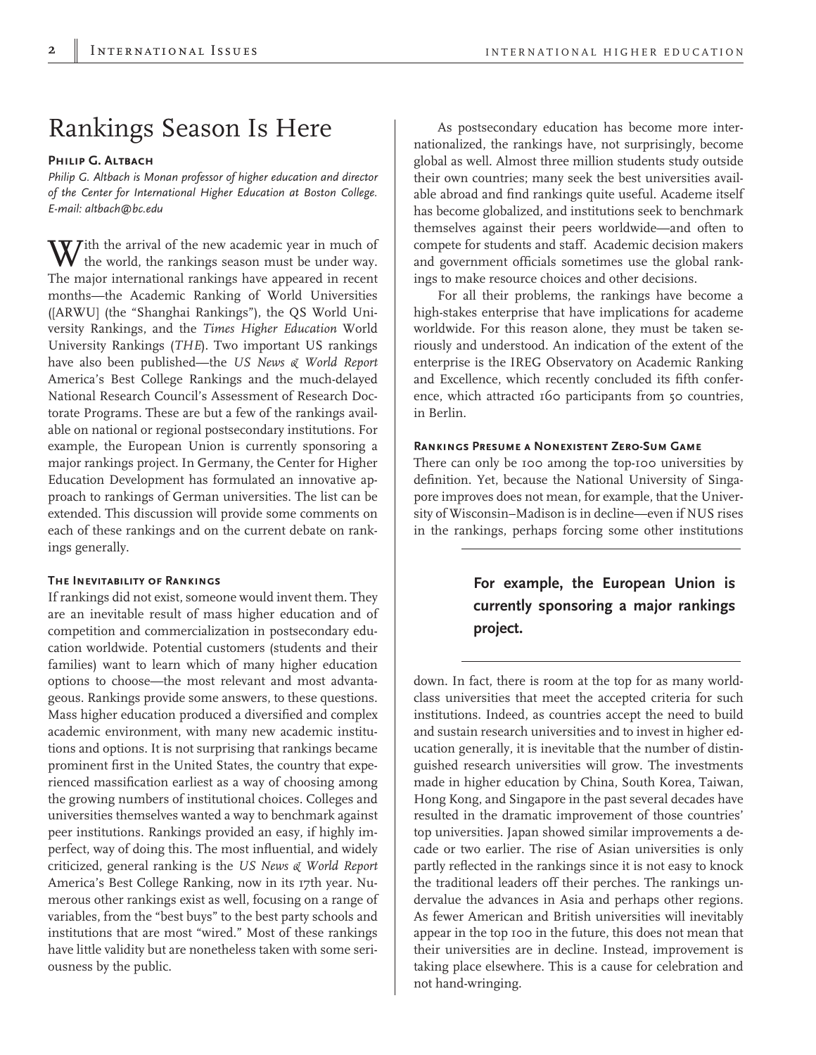# Rankings Season Is Here

**Philip G. Altbach**

*Philip G. Altbach is Monan professor of higher education and director of the Center for International Higher Education at Boston College. E-mail: altbach@bc.edu*

With the arrival of the new academic year in much of the world, the rankings season must be under way. The major international rankings have appeared in recent months—the Academic Ranking of World Universities ([ARWU] (the "Shanghai Rankings"), the QS World University Rankings, and the *Times Higher Education* World University Rankings (*THE*). Two important US rankings have also been published—the *US News & World Report* America's Best College Rankings and the much-delayed National Research Council's Assessment of Research Doctorate Programs. These are but a few of the rankings available on national or regional postsecondary institutions. For example, the European Union is currently sponsoring a major rankings project. In Germany, the Center for Higher Education Development has formulated an innovative approach to rankings of German universities. The list can be extended. This discussion will provide some comments on each of these rankings and on the current debate on rankings generally.

## The Inevitability of Rankings

If rankings did not exist, someone would invent them. They are an inevitable result of mass higher education and of competition and commercialization in postsecondary education worldwide. Potential customers (students and their families) want to learn which of many higher education options to choose—the most relevant and most advantageous. Rankings provide some answers, to these questions. Mass higher education produced a diversified and complex academic environment, with many new academic institutions and options. It is not surprising that rankings became prominent first in the United States, the country that experienced massification earliest as a way of choosing among the growing numbers of institutional choices. Colleges and universities themselves wanted a way to benchmark against peer institutions. Rankings provided an easy, if highly imperfect, way of doing this. The most influential, and widely criticized, general ranking is the *US News & World Report* America's Best College Ranking, now in its 17th year. Numerous other rankings exist as well, focusing on a range of variables, from the "best buys" to the best party schools and institutions that are most "wired." Most of these rankings have little validity but are nonetheless taken with some seriousness by the public.

As postsecondary education has become more internationalized, the rankings have, not surprisingly, become global as well. Almost three million students study outside their own countries; many seek the best universities available abroad and find rankings quite useful. Academe itself has become globalized, and institutions seek to benchmark themselves against their peers worldwide—and often to compete for students and staff. Academic decision makers and government officials sometimes use the global rankings to make resource choices and other decisions.

For all their problems, the rankings have become a high-stakes enterprise that have implications for academe worldwide. For this reason alone, they must be taken seriously and understood. An indication of the extent of the enterprise is the IREG Observatory on Academic Ranking and Excellence, which recently concluded its fifth conference, which attracted 160 participants from 50 countries, in Berlin.

## Rankings Presume a Nonexistent Zero-Sum Game

There can only be 100 among the top-100 universities by definition. Yet, because the National University of Singapore improves does not mean, for example, that the University of Wisconsin–Madison is in decline—even if NUS rises in the rankings, perhaps forcing some other institutions down. In fact, there is room at the top for as many world-class universities that meet the accepted criteria for such institutions. Indeed, as countries accept the need to build and sustain research universities and to invest in higher education generally, it is inevitable that the number of distinguished research universities will grow. The investments made in higher education by China, South Korea, Taiwan, Hong Kong, and Singapore in the past several decades have resulted in the dramatic improvement of those countries' top universities. Japan showed similar improvements a decade or two earlier. The rise of Asian universities is only partly reflected in the rankings since it is not easy to knock the traditional leaders off their perches. The rankings undervalue the advances in Asia and perhaps other regions. As fewer American and British universities will inevitably appear in the top 100 in the future, this does not mean that their universities are in decline. Instead, improvement is taking place elsewhere. This is a cause for celebration and not hand-wringing.

**For example, the European Union is currently sponsoring a major rankings project.**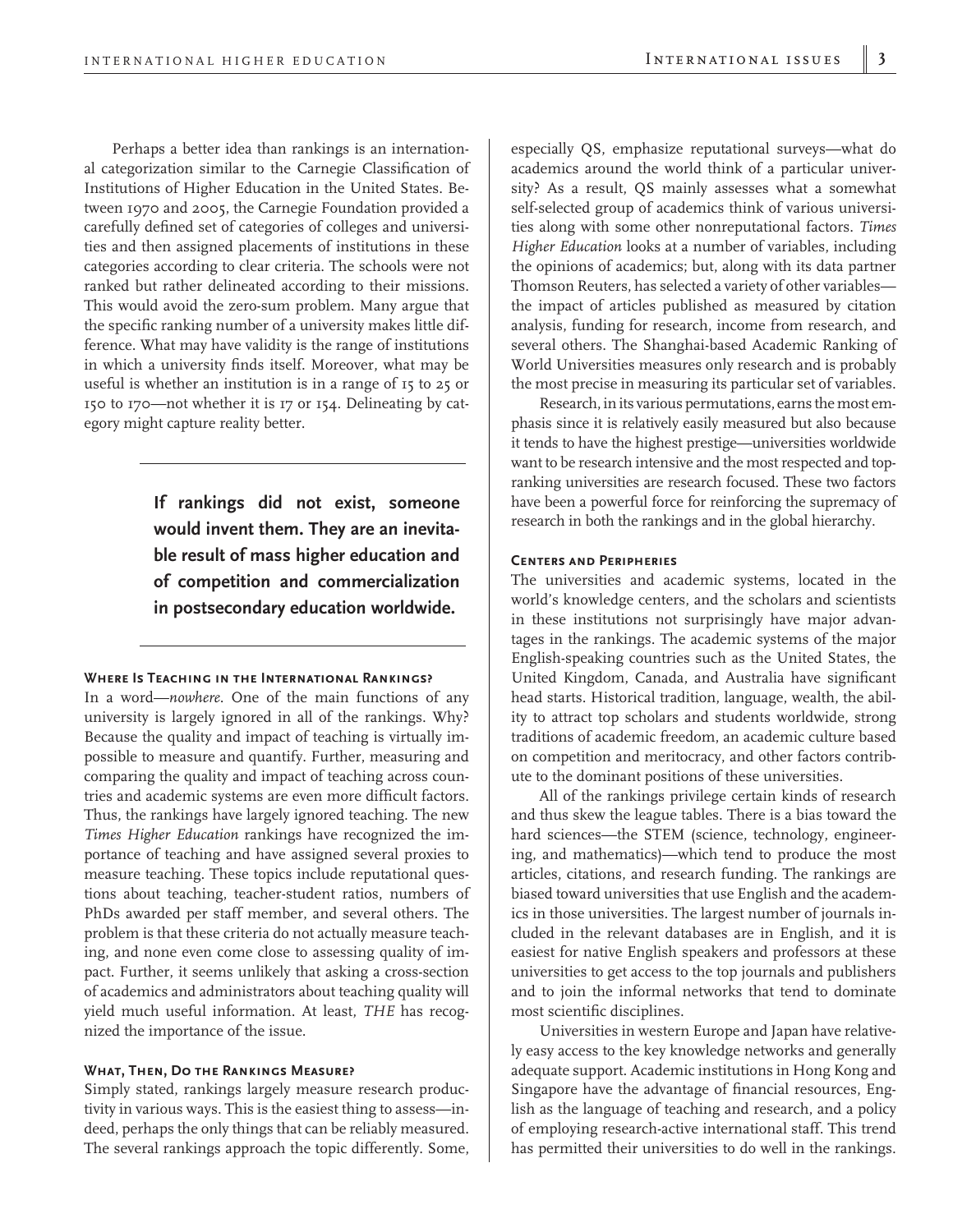Perhaps a better idea than rankings is an international categorization similar to the Carnegie Classification of Institutions of Higher Education in the United States. Between 1970 and 2005, the Carnegie Foundation provided a carefully defined set of categories of colleges and universities and then assigned placements of institutions in these categories according to clear criteria. The schools were not ranked but rather delineated according to their missions. This would avoid the zero-sum problem. Many argue that the specific ranking number of a university makes little difference. What may have validity is the range of institutions in which a university finds itself. Moreover, what may be useful is whether an institution is in a range of 15 to 25 or 150 to 170—not whether it is 17 or 154. Delineating by category might capture reality better.

**If rankings did not exist, someone would invent them. They are an inevitable result of mass higher education and of competition and commercialization in postsecondary education worldwide.**

### Where Is Teaching in the International Rankings?

In a word—*nowhere*. One of the main functions of any university is largely ignored in all of the rankings. Why? Because the quality and impact of teaching is virtually impossible to measure and quantify. Further, measuring and comparing the quality and impact of teaching across countries and academic systems are even more difficult factors. Thus, the rankings have largely ignored teaching. The new *Times Higher Education* rankings have recognized the importance of teaching and have assigned several proxies to measure teaching. These topics include reputational questions about teaching, teacher-student ratios, numbers of PhDs awarded per staff member, and several others. The problem is that these criteria do not actually measure teaching, and none even come close to assessing quality of impact. Further, it seems unlikely that asking a cross-section of academics and administrators about teaching quality will yield much useful information. At least, *THE* has recognized the importance of the issue.

### What, Then, Do the Rankings Measure?

Simply stated, rankings largely measure research productivity in various ways. This is the easiest thing to assess—indeed, perhaps the only things that can be reliably measured. The several rankings approach the topic differently. Some, especially QS, emphasize reputational surveys—what do academics around the world think of a particular university? As a result, QS mainly assesses what a somewhat self-selected group of academics think of various universities along with some other nonreputational factors. *Times Higher Education* looks at a number of variables, including the opinions of academics; but, along with its data partner Thomson Reuters, has selected a variety of other variables—the impact of articles published as measured by citation analysis, funding for research, income from research, and several others. The Shanghai-based Academic Ranking of World Universities measures only research and is probably the most precise in measuring its particular set of variables.

Research, in its various permutations, earns the most emphasis since it is relatively easily measured but also because it tends to have the highest prestige—universities worldwide want to be research intensive and the most respected and top-ranking universities are research focused. These two factors have been a powerful force for reinforcing the supremacy of research in both the rankings and in the global hierarchy.

### Centers and Peripheries

The universities and academic systems, located in the world's knowledge centers, and the scholars and scientists in these institutions not surprisingly have major advantages in the rankings. The academic systems of the major English-speaking countries such as the United States, the United Kingdom, Canada, and Australia have significant head starts. Historical tradition, language, wealth, the ability to attract top scholars and students worldwide, strong traditions of academic freedom, an academic culture based on competition and meritocracy, and other factors contribute to the dominant positions of these universities.

All of the rankings privilege certain kinds of research and thus skew the league tables. There is a bias toward the hard sciences—the STEM (science, technology, engineering, and mathematics)—which tend to produce the most articles, citations, and research funding. The rankings are biased toward universities that use English and the academics in those universities. The largest number of journals included in the relevant databases are in English, and it is easiest for native English speakers and professors at these universities to get access to the top journals and publishers and to join the informal networks that tend to dominate most scientific disciplines.

Universities in western Europe and Japan have relatively easy access to the key knowledge networks and generally adequate support. Academic institutions in Hong Kong and Singapore have the advantage of financial resources, English as the language of teaching and research, and a policy of employing research-active international staff. This trend has permitted their universities to do well in the rankings.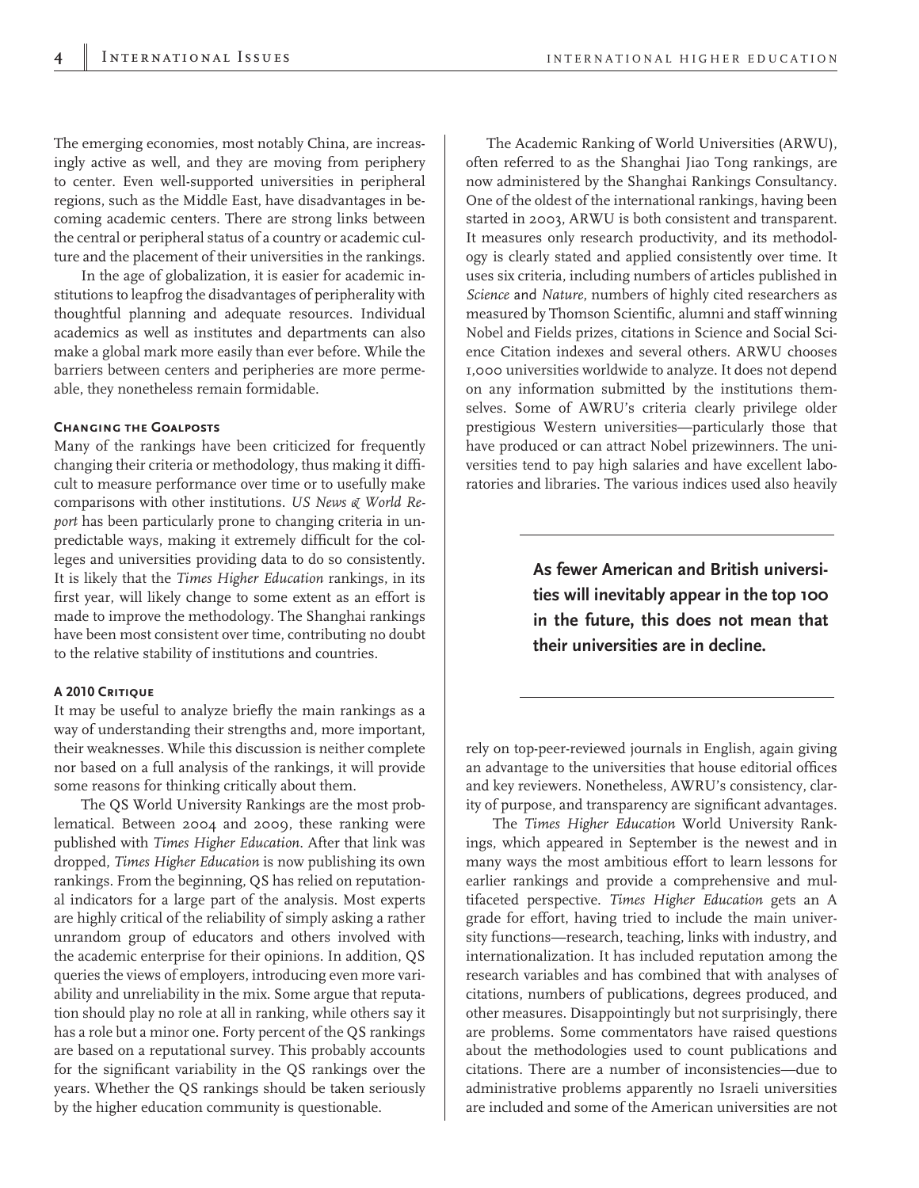The emerging economies, most notably China, are increasingly active as well, and they are moving from periphery to center. Even well-supported universities in peripheral regions, such as the Middle East, have disadvantages in becoming academic centers. There are strong links between the central or peripheral status of a country or academic culture and the placement of their universities in the rankings.

In the age of globalization, it is easier for academic institutions to leapfrog the disadvantages of peripherality with thoughtful planning and adequate resources. Individual academics as well as institutes and departments can also make a global mark more easily than ever before. While the barriers between centers and peripheries are more permeable, they nonetheless remain formidable.

#### Changing the Goalposts

Many of the rankings have been criticized for frequently changing their criteria or methodology, thus making it difficult to measure performance over time or to usefully make comparisons with other institutions. *US News & World Report* has been particularly prone to changing criteria in unpredictable ways, making it extremely difficult for the colleges and universities providing data to do so consistently. It is likely that the *Times Higher Education* rankings, in its first year, will likely change to some extent as an effort is made to improve the methodology. The Shanghai rankings have been most consistent over time, contributing no doubt to the relative stability of institutions and countries.

#### A 2010 Critique

It may be useful to analyze briefly the main rankings as a way of understanding their strengths and, more important, their weaknesses. While this discussion is neither complete nor based on a full analysis of the rankings, it will provide some reasons for thinking critically about them.

The QS World University Rankings are the most problematical. Between 2004 and 2009, these ranking were published with *Times Higher Education*. After that link was dropped, *Times Higher Education* is now publishing its own rankings. From the beginning, QS has relied on reputational indicators for a large part of the analysis. Most experts are highly critical of the reliability of simply asking a rather unrandom group of educators and others involved with the academic enterprise for their opinions. In addition, QS queries the views of employers, introducing even more variability and unreliability in the mix. Some argue that reputation should play no role at all in ranking, while others say it has a role but a minor one. Forty percent of the QS rankings are based on a reputational survey. This probably accounts for the significant variability in the QS rankings over the years. Whether the QS rankings should be taken seriously by the higher education community is questionable.

The Academic Ranking of World Universities (ARWU), often referred to as the Shanghai Jiao Tong rankings, are now administered by the Shanghai Rankings Consultancy. One of the oldest of the international rankings, having been started in 2003, ARWU is both consistent and transparent. It measures only research productivity, and its methodology is clearly stated and applied consistently over time. It uses six criteria, including numbers of articles published in *Science* and *Nature*, numbers of highly cited researchers as measured by Thomson Scientific, alumni and staff winning Nobel and Fields prizes, citations in Science and Social Science Citation indexes and several others. ARWU chooses 1,000 universities worldwide to analyze. It does not depend on any information submitted by the institutions themselves. Some of AWRU's criteria clearly privilege older prestigious Western universities—particularly those that have produced or can attract Nobel prizewinners. The universities tend to pay high salaries and have excellent laboratories and libraries. The various indices used also heavily rely on top-peer-reviewed journals in English, again giving an advantage to the universities that house editorial offices and key reviewers. Nonetheless, AWRU's consistency, clarity of purpose, and transparency are significant advantages.

**As fewer American and British universities will inevitably appear in the top 100 in the future, this does not mean that their universities are in decline.**

The *Times Higher Education* World University Rankings, which appeared in September is the newest and in many ways the most ambitious effort to learn lessons for earlier rankings and provide a comprehensive and multifaceted perspective. *Times Higher Education* gets an A grade for effort, having tried to include the main university functions—research, teaching, links with industry, and internationalization. It has included reputation among the research variables and has combined that with analyses of citations, numbers of publications, degrees produced, and other measures. Disappointingly but not surprisingly, there are problems. Some commentators have raised questions about the methodologies used to count publications and citations. There are a number of inconsistencies—due to administrative problems apparently no Israeli universities are included and some of the American universities are not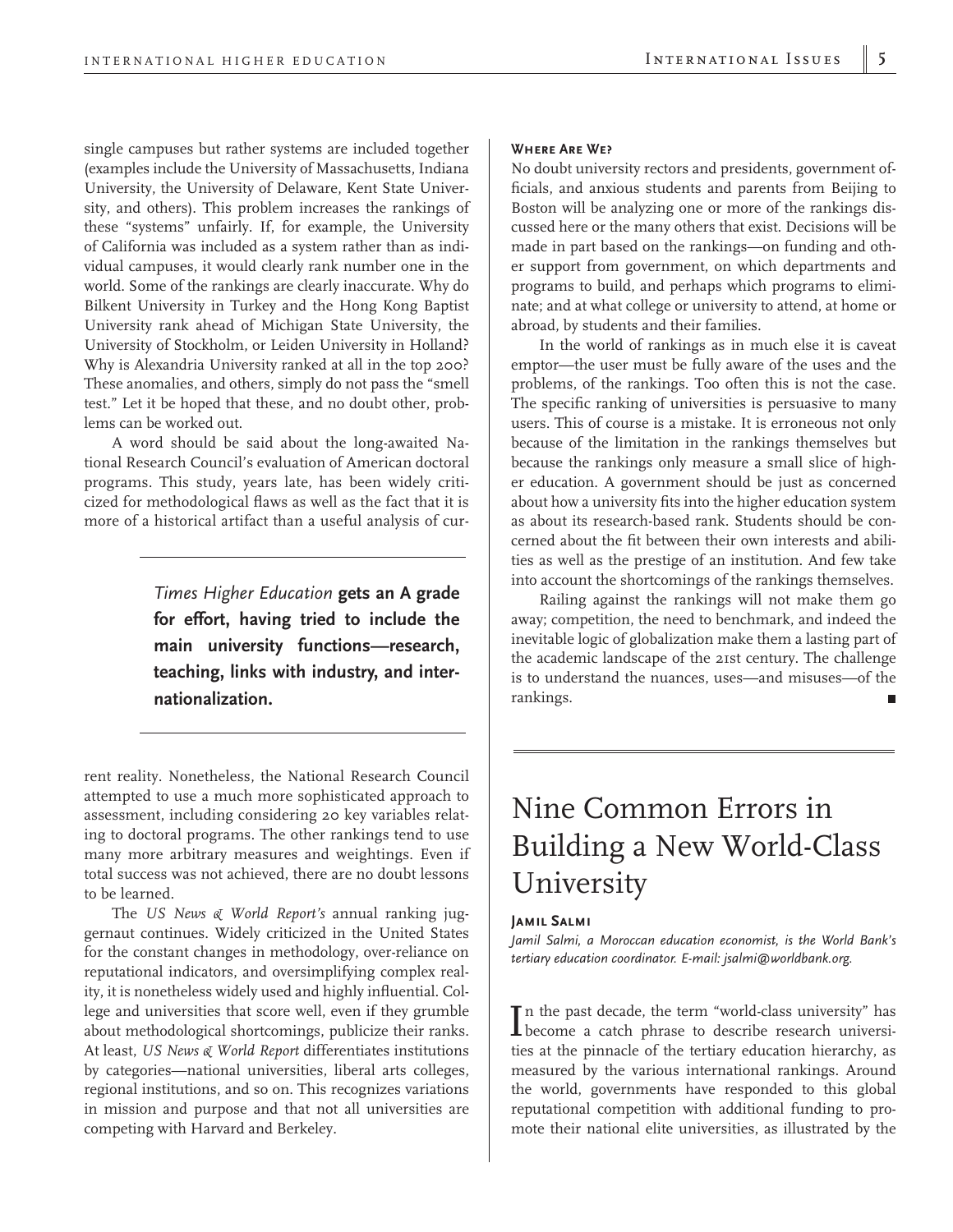single campuses but rather systems are included together (examples include the University of Massachusetts, Indiana University, the University of Delaware, Kent State University, and others). This problem increases the rankings of these "systems" unfairly. If, for example, the University of California was included as a system rather than as individual campuses, it would clearly rank number one in the world. Some of the rankings are clearly inaccurate. Why do Bilkent University in Turkey and the Hong Kong Baptist University rank ahead of Michigan State University, the University of Stockholm, or Leiden University in Holland? Why is Alexandria University ranked at all in the top 200? These anomalies, and others, simply do not pass the "smell test." Let it be hoped that these, and no doubt other, problems can be worked out.

A word should be said about the long-awaited National Research Council's evaluation of American doctoral programs. This study, years late, has been widely criticized for methodological flaws as well as the fact that it is more of a historical artifact than a useful analysis of current reality. Nonetheless, the National Research Council attempted to use a much more sophisticated approach to assessment, including considering 20 key variables relating to doctoral programs. The other rankings tend to use many more arbitrary measures and weightings. Even if total success was not achieved, there are no doubt lessons to be learned.

> ***Times Higher Education* gets an A grade for effort, having tried to include the main university functions—research, teaching, links with industry, and internationalization.**

The *US News & World Report's* annual ranking juggernaut continues. Widely criticized in the United States for the constant changes in methodology, over-reliance on reputational indicators, and oversimplifying complex reality, it is nonetheless widely used and highly influential. College and universities that score well, even if they grumble about methodological shortcomings, publicize their ranks. At least, *US News & World Report* differentiates institutions by categories—national universities, liberal arts colleges, regional institutions, and so on. This recognizes variations in mission and purpose and that not all universities are competing with Harvard and Berkeley.

#### Where Are We?

No doubt university rectors and presidents, government officials, and anxious students and parents from Beijing to Boston will be analyzing one or more of the rankings discussed here or the many others that exist. Decisions will be made in part based on the rankings—on funding and other support from government, on which departments and programs to build, and perhaps which programs to eliminate; and at what college or university to attend, at home or abroad, by students and their families.

In the world of rankings as in much else it is caveat emptor—the user must be fully aware of the uses and the problems, of the rankings. Too often this is not the case. The specific ranking of universities is persuasive to many users. This of course is a mistake. It is erroneous not only because of the limitation in the rankings themselves but because the rankings only measure a small slice of higher education. A government should be just as concerned about how a university fits into the higher education system as about its research-based rank. Students should be concerned about the fit between their own interests and abilities as well as the prestige of an institution. And few take into account the shortcomings of the rankings themselves.

Railing against the rankings will not make them go away; competition, the need to benchmark, and indeed the inevitable logic of globalization make them a lasting part of the academic landscape of the 21st century. The challenge is to understand the nuances, uses—and misuses—of the rankings. ■

# Nine Common Errors in Building a New World-Class University

**Jamil Salmi**

*Jamil Salmi, a Moroccan education economist, is the World Bank's tertiary education coordinator. E-mail: jsalmi@worldbank.org.*

In the past decade, the term "world-class university" has become a catch phrase to describe research universities at the pinnacle of the tertiary education hierarchy, as measured by the various international rankings. Around the world, governments have responded to this global reputational competition with additional funding to promote their national elite universities, as illustrated by the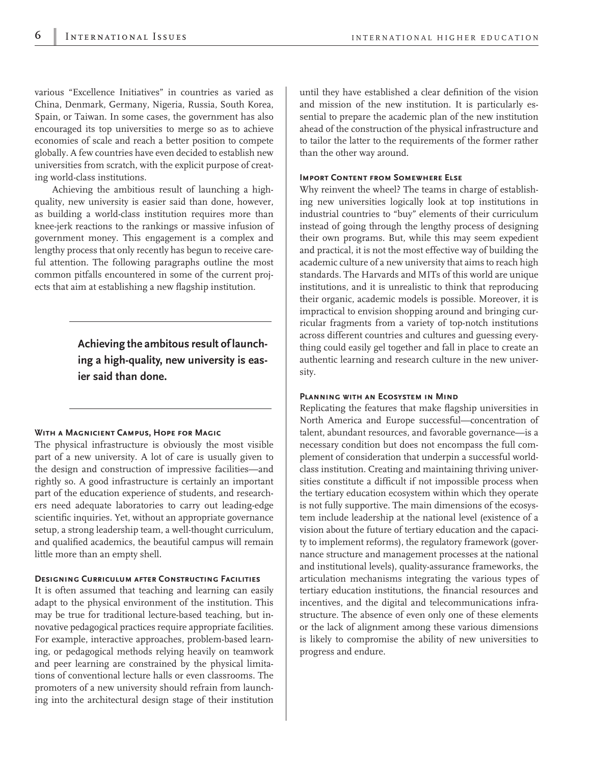various "Excellence Initiatives" in countries as varied as China, Denmark, Germany, Nigeria, Russia, South Korea, Spain, or Taiwan. In some cases, the government has also encouraged its top universities to merge so as to achieve economies of scale and reach a better position to compete globally. A few countries have even decided to establish new universities from scratch, with the explicit purpose of creating world-class institutions.

Achieving the ambitious result of launching a high-quality, new university is easier said than done, however, as building a world-class institution requires more than knee-jerk reactions to the rankings or massive infusion of government money. This engagement is a complex and lengthy process that only recently has begun to receive careful attention. The following paragraphs outline the most common pitfalls encountered in some of the current projects that aim at establishing a new flagship institution.

**Achieving the ambitous result of launching a high-quality, new university is easier said than done.**

#### With a Magnicient Campus, Hope for Magic

The physical infrastructure is obviously the most visible part of a new university. A lot of care is usually given to the design and construction of impressive facilities—and rightly so. A good infrastructure is certainly an important part of the education experience of students, and researchers need adequate laboratories to carry out leading-edge scientific inquiries. Yet, without an appropriate governance setup, a strong leadership team, a well-thought curriculum, and qualified academics, the beautiful campus will remain little more than an empty shell.

#### Designing Curriculum after Constructing Facilities

It is often assumed that teaching and learning can easily adapt to the physical environment of the institution. This may be true for traditional lecture-based teaching, but innovative pedagogical practices require appropriate facilities. For example, interactive approaches, problem-based learning, or pedagogical methods relying heavily on teamwork and peer learning are constrained by the physical limitations of conventional lecture halls or even classrooms. The promoters of a new university should refrain from launching into the architectural design stage of their institution until they have established a clear definition of the vision and mission of the new institution. It is particularly essential to prepare the academic plan of the new institution ahead of the construction of the physical infrastructure and to tailor the latter to the requirements of the former rather than the other way around.

#### Import Content from Somewhere Else

Why reinvent the wheel? The teams in charge of establishing new universities logically look at top institutions in industrial countries to "buy" elements of their curriculum instead of going through the lengthy process of designing their own programs. But, while this may seem expedient and practical, it is not the most effective way of building the academic culture of a new university that aims to reach high standards. The Harvards and MITs of this world are unique institutions, and it is unrealistic to think that reproducing their organic, academic models is possible. Moreover, it is impractical to envision shopping around and bringing curricular fragments from a variety of top-notch institutions across different countries and cultures and guessing everything could easily gel together and fall in place to create an authentic learning and research culture in the new university.

#### Planning with an Ecosystem in Mind

Replicating the features that make flagship universities in North America and Europe successful—concentration of talent, abundant resources, and favorable governance—is a necessary condition but does not encompass the full complement of consideration that underpin a successful world-class institution. Creating and maintaining thriving universities constitute a difficult if not impossible process when the tertiary education ecosystem within which they operate is not fully supportive. The main dimensions of the ecosystem include leadership at the national level (existence of a vision about the future of tertiary education and the capacity to implement reforms), the regulatory framework (governance structure and management processes at the national and institutional levels), quality-assurance frameworks, the articulation mechanisms integrating the various types of tertiary education institutions, the financial resources and incentives, and the digital and telecommunications infrastructure. The absence of even only one of these elements or the lack of alignment among these various dimensions is likely to compromise the ability of new universities to progress and endure.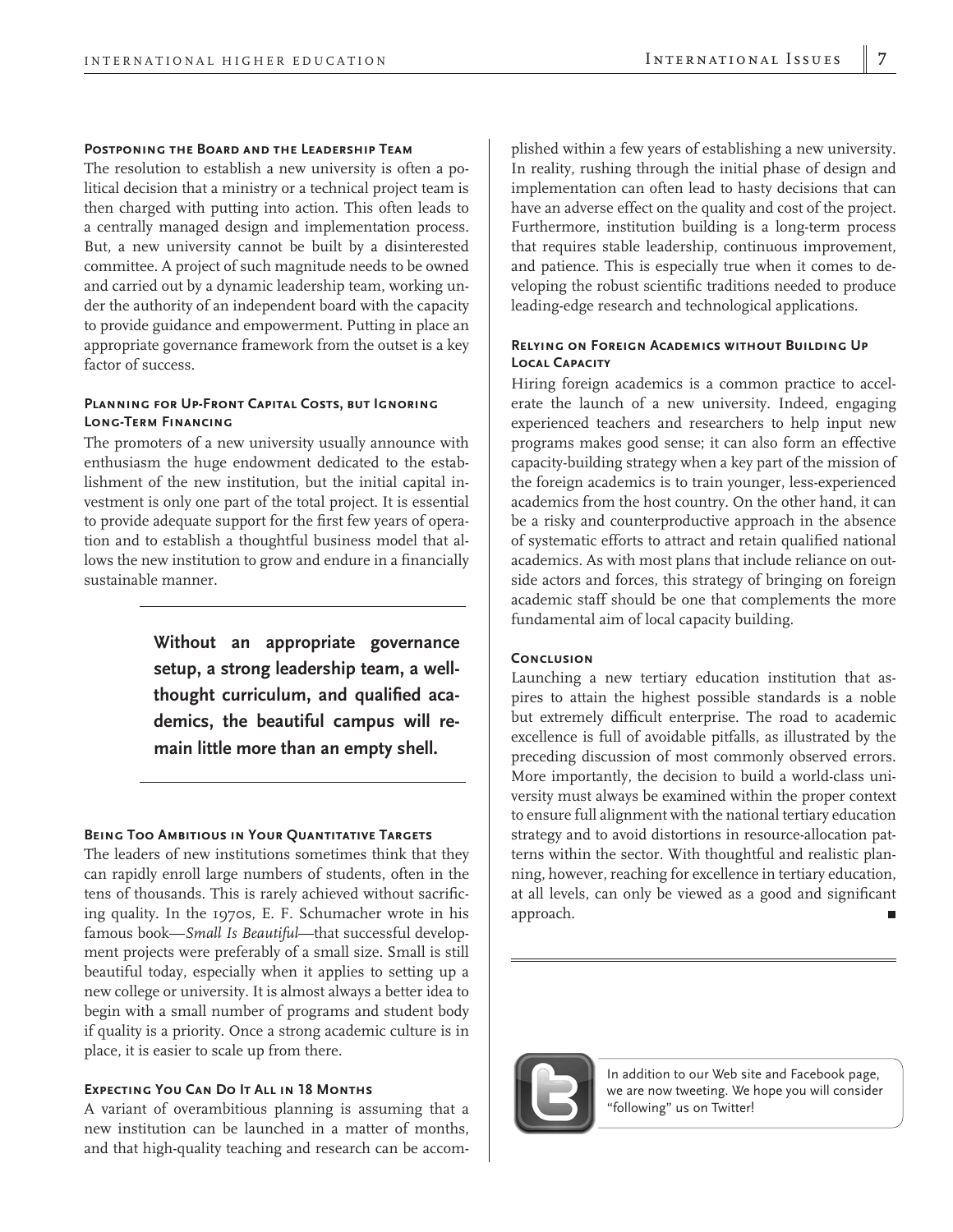### Postponing the Board and the Leadership Team

The resolution to establish a new university is often a political decision that a ministry or a technical project team is then charged with putting into action. This often leads to a centrally managed design and implementation process. But, a new university cannot be built by a disinterested committee. A project of such magnitude needs to be owned and carried out by a dynamic leadership team, working under the authority of an independent board with the capacity to provide guidance and empowerment. Putting in place an appropriate governance framework from the outset is a key factor of success.

### Planning for Up-Front Capital Costs, but Ignoring Long-Term Financing

The promoters of a new university usually announce with enthusiasm the huge endowment dedicated to the establishment of the new institution, but the initial capital investment is only one part of the total project. It is essential to provide adequate support for the first few years of operation and to establish a thoughtful business model that allows the new institution to grow and endure in a financially sustainable manner.

> **Without an appropriate governance setup, a strong leadership team, a well-thought curriculum, and qualified academics, the beautiful campus will remain little more than an empty shell.**

### Being Too Ambitious in Your Quantitative Targets

The leaders of new institutions sometimes think that they can rapidly enroll large numbers of students, often in the tens of thousands. This is rarely achieved without sacrificing quality. In the 1970s, E. F. Schumacher wrote in his famous book—*Small Is Beautiful*—that successful development projects were preferably of a small size. Small is still beautiful today, especially when it applies to setting up a new college or university. It is almost always a better idea to begin with a small number of programs and student body if quality is a priority. Once a strong academic culture is in place, it is easier to scale up from there.

### Expecting You Can Do It All in 18 Months

A variant of overambitious planning is assuming that a new institution can be launched in a matter of months, and that high-quality teaching and research can be accomplished within a few years of establishing a new university. In reality, rushing through the initial phase of design and implementation can often lead to hasty decisions that can have an adverse effect on the quality and cost of the project. Furthermore, institution building is a long-term process that requires stable leadership, continuous improvement, and patience. This is especially true when it comes to developing the robust scientific traditions needed to produce leading-edge research and technological applications.

### Relying on Foreign Academics without Building Up Local Capacity

Hiring foreign academics is a common practice to accelerate the launch of a new university. Indeed, engaging experienced teachers and researchers to help input new programs makes good sense; it can also form an effective capacity-building strategy when a key part of the mission of the foreign academics is to train younger, less-experienced academics from the host country. On the other hand, it can be a risky and counterproductive approach in the absence of systematic efforts to attract and retain qualified national academics. As with most plans that include reliance on outside actors and forces, this strategy of bringing on foreign academic staff should be one that complements the more fundamental aim of local capacity building.

### Conclusion

Launching a new tertiary education institution that aspires to attain the highest possible standards is a noble but extremely difficult enterprise. The road to academic excellence is full of avoidable pitfalls, as illustrated by the preceding discussion of most commonly observed errors. More importantly, the decision to build a world-class university must always be examined within the proper context to ensure full alignment with the national tertiary education strategy and to avoid distortions in resource-allocation patterns within the sector. With thoughtful and realistic planning, however, reaching for excellence in tertiary education, at all levels, can only be viewed as a good and significant approach. ■

---

In addition to our Web site and Facebook page, we are now tweeting. We hope you will consider "following" us on Twitter!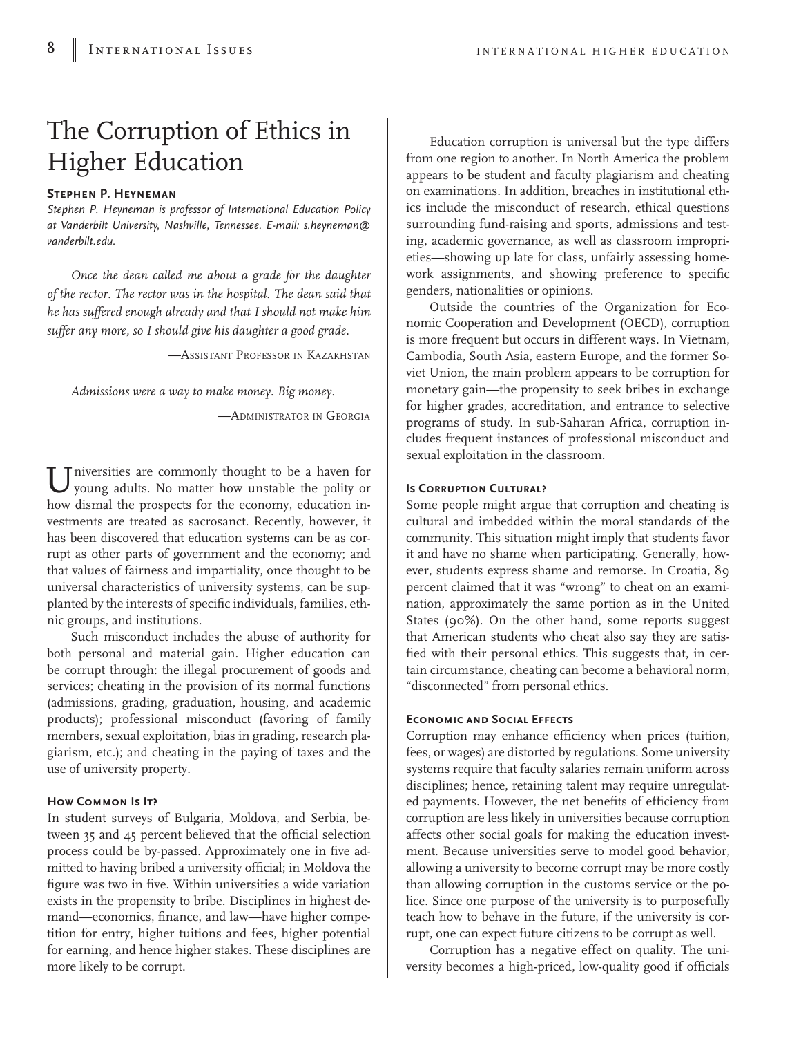# The Corruption of Ethics in Higher Education

**Stephen P. Heyneman**

*Stephen P. Heyneman is professor of International Education Policy at Vanderbilt University, Nashville, Tennessee. E-mail: s.heyneman@vanderbilt.edu.*

*Once the dean called me about a grade for the daughter of the rector. The rector was in the hospital. The dean said that he has suffered enough already and that I should not make him suffer any more, so I should give his daughter a good grade.*

—Assistant Professor in Kazakhstan

*Admissions were a way to make money. Big money.*

—Administrator in Georgia

Universities are commonly thought to be a haven for young adults. No matter how unstable the polity or how dismal the prospects for the economy, education investments are treated as sacrosanct. Recently, however, it has been discovered that education systems can be as corrupt as other parts of government and the economy; and that values of fairness and impartiality, once thought to be universal characteristics of university systems, can be supplanted by the interests of specific individuals, families, ethnic groups, and institutions.

Such misconduct includes the abuse of authority for both personal and material gain. Higher education can be corrupt through: the illegal procurement of goods and services; cheating in the provision of its normal functions (admissions, grading, graduation, housing, and academic products); professional misconduct (favoring of family members, sexual exploitation, bias in grading, research plagiarism, etc.); and cheating in the paying of taxes and the use of university property.

### How Common Is It?

In student surveys of Bulgaria, Moldova, and Serbia, between 35 and 45 percent believed that the official selection process could be by-passed. Approximately one in five admitted to having bribed a university official; in Moldova the figure was two in five. Within universities a wide variation exists in the propensity to bribe. Disciplines in highest demand—economics, finance, and law—have higher competition for entry, higher tuitions and fees, higher potential for earning, and hence higher stakes. These disciplines are more likely to be corrupt.

Education corruption is universal but the type differs from one region to another. In North America the problem appears to be student and faculty plagiarism and cheating on examinations. In addition, breaches in institutional ethics include the misconduct of research, ethical questions surrounding fund-raising and sports, admissions and testing, academic governance, as well as classroom improprieties—showing up late for class, unfairly assessing homework assignments, and showing preference to specific genders, nationalities or opinions.

Outside the countries of the Organization for Economic Cooperation and Development (OECD), corruption is more frequent but occurs in different ways. In Vietnam, Cambodia, South Asia, eastern Europe, and the former Soviet Union, the main problem appears to be corruption for monetary gain—the propensity to seek bribes in exchange for higher grades, accreditation, and entrance to selective programs of study. In sub-Saharan Africa, corruption includes frequent instances of professional misconduct and sexual exploitation in the classroom.

### Is Corruption Cultural?

Some people might argue that corruption and cheating is cultural and imbedded within the moral standards of the community. This situation might imply that students favor it and have no shame when participating. Generally, however, students express shame and remorse. In Croatia, 89 percent claimed that it was "wrong" to cheat on an examination, approximately the same portion as in the United States (90%). On the other hand, some reports suggest that American students who cheat also say they are satisfied with their personal ethics. This suggests that, in certain circumstance, cheating can become a behavioral norm, "disconnected" from personal ethics.

### Economic and Social Effects

Corruption may enhance efficiency when prices (tuition, fees, or wages) are distorted by regulations. Some university systems require that faculty salaries remain uniform across disciplines; hence, retaining talent may require unregulated payments. However, the net benefits of efficiency from corruption are less likely in universities because corruption affects other social goals for making the education investment. Because universities serve to model good behavior, allowing a university to become corrupt may be more costly than allowing corruption in the customs service or the police. Since one purpose of the university is to purposefully teach how to behave in the future, if the university is corrupt, one can expect future citizens to be corrupt as well.

Corruption has a negative effect on quality. The university becomes a high-priced, low-quality good if officials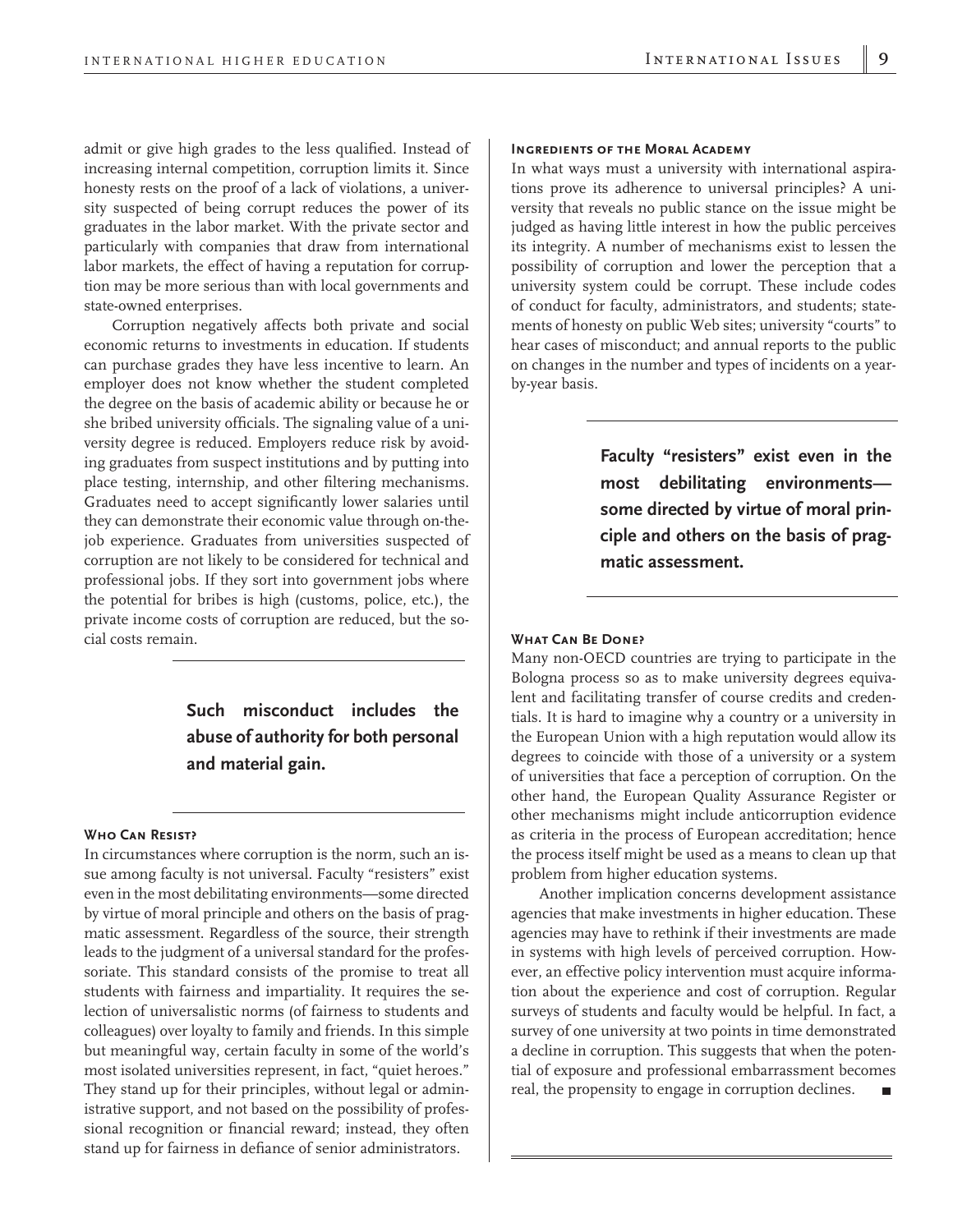admit or give high grades to the less qualified. Instead of increasing internal competition, corruption limits it. Since honesty rests on the proof of a lack of violations, a university suspected of being corrupt reduces the power of its graduates in the labor market. With the private sector and particularly with companies that draw from international labor markets, the effect of having a reputation for corruption may be more serious than with local governments and state-owned enterprises.

Corruption negatively affects both private and social economic returns to investments in education. If students can purchase grades they have less incentive to learn. An employer does not know whether the student completed the degree on the basis of academic ability or because he or she bribed university officials. The signaling value of a university degree is reduced. Employers reduce risk by avoiding graduates from suspect institutions and by putting into place testing, internship, and other filtering mechanisms. Graduates need to accept significantly lower salaries until they can demonstrate their economic value through on-the-job experience. Graduates from universities suspected of corruption are not likely to be considered for technical and professional jobs. If they sort into government jobs where the potential for bribes is high (customs, police, etc.), the private income costs of corruption are reduced, but the social costs remain.

> **Such misconduct includes the abuse of authority for both personal and material gain.**

### Who Can Resist?

In circumstances where corruption is the norm, such an issue among faculty is not universal. Faculty "resisters" exist even in the most debilitating environments—some directed by virtue of moral principle and others on the basis of pragmatic assessment. Regardless of the source, their strength leads to the judgment of a universal standard for the professoriate. This standard consists of the promise to treat all students with fairness and impartiality. It requires the selection of universalistic norms (of fairness to students and colleagues) over loyalty to family and friends. In this simple but meaningful way, certain faculty in some of the world's most isolated universities represent, in fact, "quiet heroes." They stand up for their principles, without legal or administrative support, and not based on the possibility of professional recognition or financial reward; instead, they often stand up for fairness in defiance of senior administrators.

### Ingredients of the Moral Academy

In what ways must a university with international aspirations prove its adherence to universal principles? A university that reveals no public stance on the issue might be judged as having little interest in how the public perceives its integrity. A number of mechanisms exist to lessen the possibility of corruption and lower the perception that a university system could be corrupt. These include codes of conduct for faculty, administrators, and students; statements of honesty on public Web sites; university "courts" to hear cases of misconduct; and annual reports to the public on changes in the number and types of incidents on a year-by-year basis.

> **Faculty "resisters" exist even in the most debilitating environments—some directed by virtue of moral principle and others on the basis of pragmatic assessment.**

### What Can Be Done?

Many non-OECD countries are trying to participate in the Bologna process so as to make university degrees equivalent and facilitating transfer of course credits and credentials. It is hard to imagine why a country or a university in the European Union with a high reputation would allow its degrees to coincide with those of a university or a system of universities that face a perception of corruption. On the other hand, the European Quality Assurance Register or other mechanisms might include anticorruption evidence as criteria in the process of European accreditation; hence the process itself might be used as a means to clean up that problem from higher education systems.

Another implication concerns development assistance agencies that make investments in higher education. These agencies may have to rethink if their investments are made in systems with high levels of perceived corruption. However, an effective policy intervention must acquire information about the experience and cost of corruption. Regular surveys of students and faculty would be helpful. In fact, a survey of one university at two points in time demonstrated a decline in corruption. This suggests that when the potential of exposure and professional embarrassment becomes real, the propensity to engage in corruption declines. ■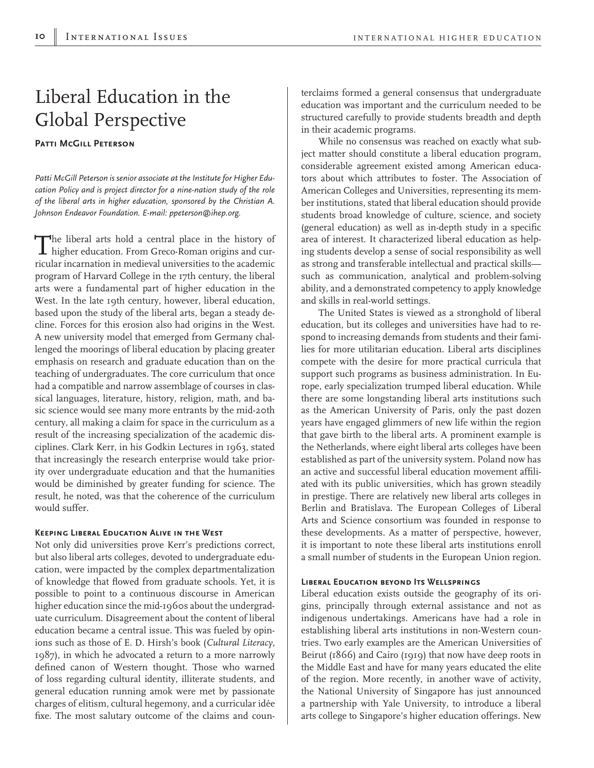# Liberal Education in the Global Perspective

**Patti McGill Peterson**

*Patti McGill Peterson is senior associate at the Institute for Higher Education Policy and is project director for a nine-nation study of the role of the liberal arts in higher education, sponsored by the Christian A. Johnson Endeavor Foundation. E-mail: ppeterson@ihep.org.*

The liberal arts hold a central place in the history of higher education. From Greco-Roman origins and curricular incarnation in medieval universities to the academic program of Harvard College in the 17th century, the liberal arts were a fundamental part of higher education in the West. In the late 19th century, however, liberal education, based upon the study of the liberal arts, began a steady decline. Forces for this erosion also had origins in the West. A new university model that emerged from Germany challenged the moorings of liberal education by placing greater emphasis on research and graduate education than on the teaching of undergraduates. The core curriculum that once had a compatible and narrow assemblage of courses in classical languages, literature, history, religion, math, and basic science would see many more entrants by the mid-20th century, all making a claim for space in the curriculum as a result of the increasing specialization of the academic disciplines. Clark Kerr, in his Godkin Lectures in 1963, stated that increasingly the research enterprise would take priority over undergraduate education and that the humanities would be diminished by greater funding for science. The result, he noted, was that the coherence of the curriculum would suffer.

## Keeping Liberal Education Alive in the West

Not only did universities prove Kerr's predictions correct, but also liberal arts colleges, devoted to undergraduate education, were impacted by the complex departmentalization of knowledge that flowed from graduate schools. Yet, it is possible to point to a continuous discourse in American higher education since the mid-1960s about the undergraduate curriculum. Disagreement about the content of liberal education became a central issue. This was fueled by opinions such as those of E. D. Hirsh's book (*Cultural Literacy*, 1987), in which he advocated a return to a more narrowly defined canon of Western thought. Those who warned of loss regarding cultural identity, illiterate students, and general education running amok were met by passionate charges of elitism, cultural hegemony, and a curricular idée fixe. The most salutary outcome of the claims and counterclaims formed a general consensus that undergraduate education was important and the curriculum needed to be structured carefully to provide students breadth and depth in their academic programs.

While no consensus was reached on exactly what subject matter should constitute a liberal education program, considerable agreement existed among American educators about which attributes to foster. The Association of American Colleges and Universities, representing its member institutions, stated that liberal education should provide students broad knowledge of culture, science, and society (general education) as well as in-depth study in a specific area of interest. It characterized liberal education as helping students develop a sense of social responsibility as well as strong and transferable intellectual and practical skills—such as communication, analytical and problem-solving ability, and a demonstrated competency to apply knowledge and skills in real-world settings.

The United States is viewed as a stronghold of liberal education, but its colleges and universities have had to respond to increasing demands from students and their families for more utilitarian education. Liberal arts disciplines compete with the desire for more practical curricula that support such programs as business administration. In Europe, early specialization trumped liberal education. While there are some longstanding liberal arts institutions such as the American University of Paris, only the past dozen years have engaged glimmers of new life within the region that gave birth to the liberal arts. A prominent example is the Netherlands, where eight liberal arts colleges have been established as part of the university system. Poland now has an active and successful liberal education movement affiliated with its public universities, which has grown steadily in prestige. There are relatively new liberal arts colleges in Berlin and Bratislava. The European Colleges of Liberal Arts and Science consortium was founded in response to these developments. As a matter of perspective, however, it is important to note these liberal arts institutions enroll a small number of students in the European Union region.

## Liberal Education beyond Its Wellsprings

Liberal education exists outside the geography of its origins, principally through external assistance and not as indigenous undertakings. Americans have had a role in establishing liberal arts institutions in non-Western countries. Two early examples are the American Universities of Beirut (1866) and Cairo (1919) that now have deep roots in the Middle East and have for many years educated the elite of the region. More recently, in another wave of activity, the National University of Singapore has just announced a partnership with Yale University, to introduce a liberal arts college to Singapore's higher education offerings. New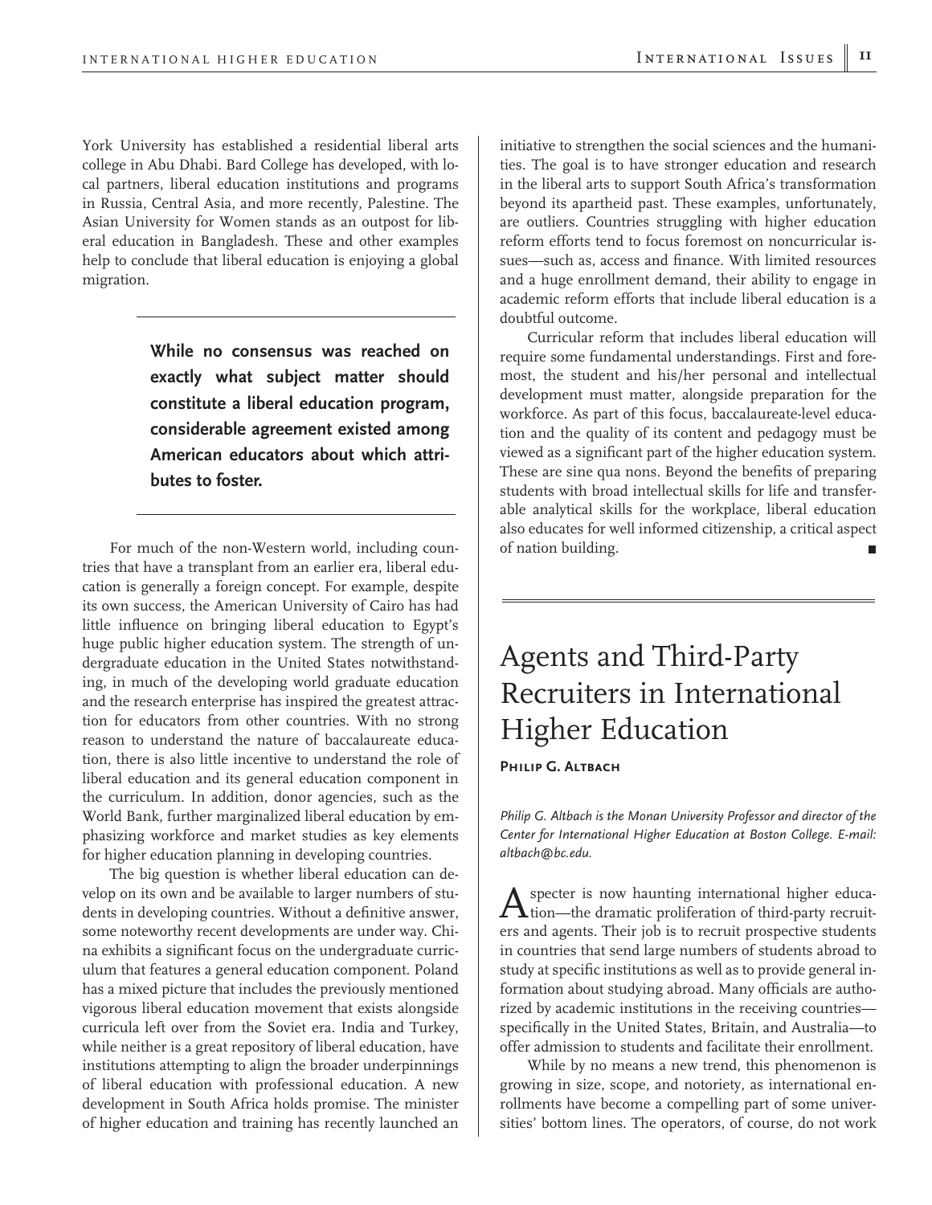York University has established a residential liberal arts college in Abu Dhabi. Bard College has developed, with local partners, liberal education institutions and programs in Russia, Central Asia, and more recently, Palestine. The Asian University for Women stands as an outpost for liberal education in Bangladesh. These and other examples help to conclude that liberal education is enjoying a global migration.

> **While no consensus was reached on exactly what subject matter should constitute a liberal education program, considerable agreement existed among American educators about which attributes to foster.**

For much of the non-Western world, including countries that have a transplant from an earlier era, liberal education is generally a foreign concept. For example, despite its own success, the American University of Cairo has had little influence on bringing liberal education to Egypt's huge public higher education system. The strength of undergraduate education in the United States notwithstanding, in much of the developing world graduate education and the research enterprise has inspired the greatest attraction for educators from other countries. With no strong reason to understand the nature of baccalaureate education, there is also little incentive to understand the role of liberal education and its general education component in the curriculum. In addition, donor agencies, such as the World Bank, further marginalized liberal education by emphasizing workforce and market studies as key elements for higher education planning in developing countries.

The big question is whether liberal education can develop on its own and be available to larger numbers of students in developing countries. Without a definitive answer, some noteworthy recent developments are under way. China exhibits a significant focus on the undergraduate curriculum that features a general education component. Poland has a mixed picture that includes the previously mentioned vigorous liberal education movement that exists alongside curricula left over from the Soviet era. India and Turkey, while neither is a great repository of liberal education, have institutions attempting to align the broader underpinnings of liberal education with professional education. A new development in South Africa holds promise. The minister of higher education and training has recently launched an initiative to strengthen the social sciences and the humanities. The goal is to have stronger education and research in the liberal arts to support South Africa's transformation beyond its apartheid past. These examples, unfortunately, are outliers. Countries struggling with higher education reform efforts tend to focus foremost on noncurricular issues—such as, access and finance. With limited resources and a huge enrollment demand, their ability to engage in academic reform efforts that include liberal education is a doubtful outcome.

Curricular reform that includes liberal education will require some fundamental understandings. First and foremost, the student and his/her personal and intellectual development must matter, alongside preparation for the workforce. As part of this focus, baccalaureate-level education and the quality of its content and pedagogy must be viewed as a significant part of the higher education system. These are sine qua nons. Beyond the benefits of preparing students with broad intellectual skills for life and transferable analytical skills for the workplace, liberal education also educates for well informed citizenship, a critical aspect of nation building. ■

# Agents and Third-Party Recruiters in International Higher Education

**Philip G. Altbach**

*Philip G. Altbach is the Monan University Professor and director of the Center for International Higher Education at Boston College. E-mail: altbach@bc.edu.*

A specter is now haunting international higher education—the dramatic proliferation of third-party recruiters and agents. Their job is to recruit prospective students in countries that send large numbers of students abroad to study at specific institutions as well as to provide general information about studying abroad. Many officials are authorized by academic institutions in the receiving countries—specifically in the United States, Britain, and Australia—to offer admission to students and facilitate their enrollment.

While by no means a new trend, this phenomenon is growing in size, scope, and notoriety, as international enrollments have become a compelling part of some universities' bottom lines. The operators, of course, do not work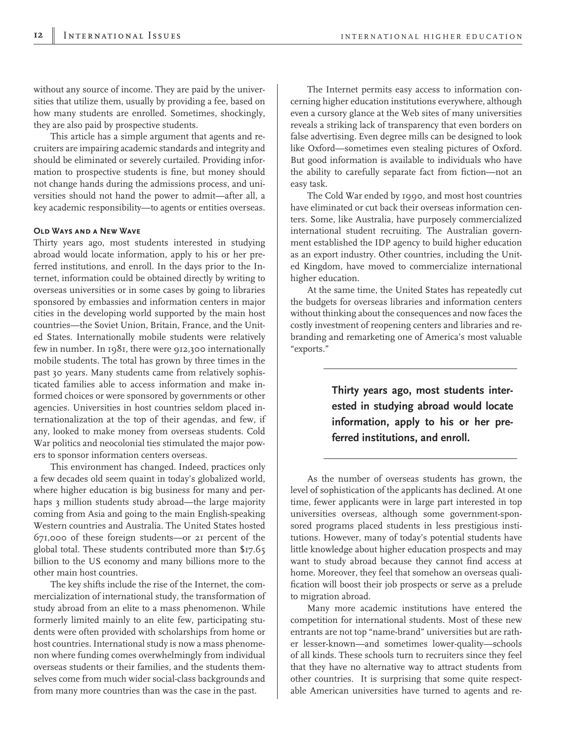without any source of income. They are paid by the universities that utilize them, usually by providing a fee, based on how many students are enrolled. Sometimes, shockingly, they are also paid by prospective students.

This article has a simple argument that agents and recruiters are impairing academic standards and integrity and should be eliminated or severely curtailed. Providing information to prospective students is fine, but money should not change hands during the admissions process, and universities should not hand the power to admit—after all, a key academic responsibility—to agents or entities overseas.

### Old Ways and a New Wave

Thirty years ago, most students interested in studying abroad would locate information, apply to his or her preferred institutions, and enroll. In the days prior to the Internet, information could be obtained directly by writing to overseas universities or in some cases by going to libraries sponsored by embassies and information centers in major cities in the developing world supported by the main host countries—the Soviet Union, Britain, France, and the United States. Internationally mobile students were relatively few in number. In 1981, there were 912,300 internationally mobile students. The total has grown by three times in the past 30 years. Many students came from relatively sophisticated families able to access information and make informed choices or were sponsored by governments or other agencies. Universities in host countries seldom placed internationalization at the top of their agendas, and few, if any, looked to make money from overseas students. Cold War politics and neocolonial ties stimulated the major powers to sponsor information centers overseas.

This environment has changed. Indeed, practices only a few decades old seem quaint in today's globalized world, where higher education is big business for many and perhaps 3 million students study abroad—the large majority coming from Asia and going to the main English-speaking Western countries and Australia. The United States hosted 671,000 of these foreign students—or 21 percent of the global total. These students contributed more than $17.65 billion to the US economy and many billions more to the other main host countries.

The key shifts include the rise of the Internet, the commercialization of international study, the transformation of study abroad from an elite to a mass phenomenon. While formerly limited mainly to an elite few, participating students were often provided with scholarships from home or host countries. International study is now a mass phenomenon where funding comes overwhelmingly from individual overseas students or their families, and the students themselves come from much wider social-class backgrounds and from many more countries than was the case in the past.

The Internet permits easy access to information concerning higher education institutions everywhere, although even a cursory glance at the Web sites of many universities reveals a striking lack of transparency that even borders on false advertising. Even degree mills can be designed to look like Oxford—sometimes even stealing pictures of Oxford. But good information is available to individuals who have the ability to carefully separate fact from fiction—not an easy task.

The Cold War ended by 1990, and most host countries have eliminated or cut back their overseas information centers. Some, like Australia, have purposely commercialized international student recruiting. The Australian government established the IDP agency to build higher education as an export industry. Other countries, including the United Kingdom, have moved to commercialize international higher education.

At the same time, the United States has repeatedly cut the budgets for overseas libraries and information centers without thinking about the consequences and now faces the costly investment of reopening centers and libraries and rebranding and remarketing one of America's most valuable "exports."

> **Thirty years ago, most students interested in studying abroad would locate information, apply to his or her preferred institutions, and enroll.**

As the number of overseas students has grown, the level of sophistication of the applicants has declined. At one time, fewer applicants were in large part interested in top universities overseas, although some government-sponsored programs placed students in less prestigious institutions. However, many of today's potential students have little knowledge about higher education prospects and may want to study abroad because they cannot find access at home. Moreover, they feel that somehow an overseas qualification will boost their job prospects or serve as a prelude to migration abroad.

Many more academic institutions have entered the competition for international students. Most of these new entrants are not top "name-brand" universities but are rather lesser-known—and sometimes lower-quality—schools of all kinds. These schools turn to recruiters since they feel that they have no alternative way to attract students from other countries. It is surprising that some quite respectable American universities have turned to agents and re-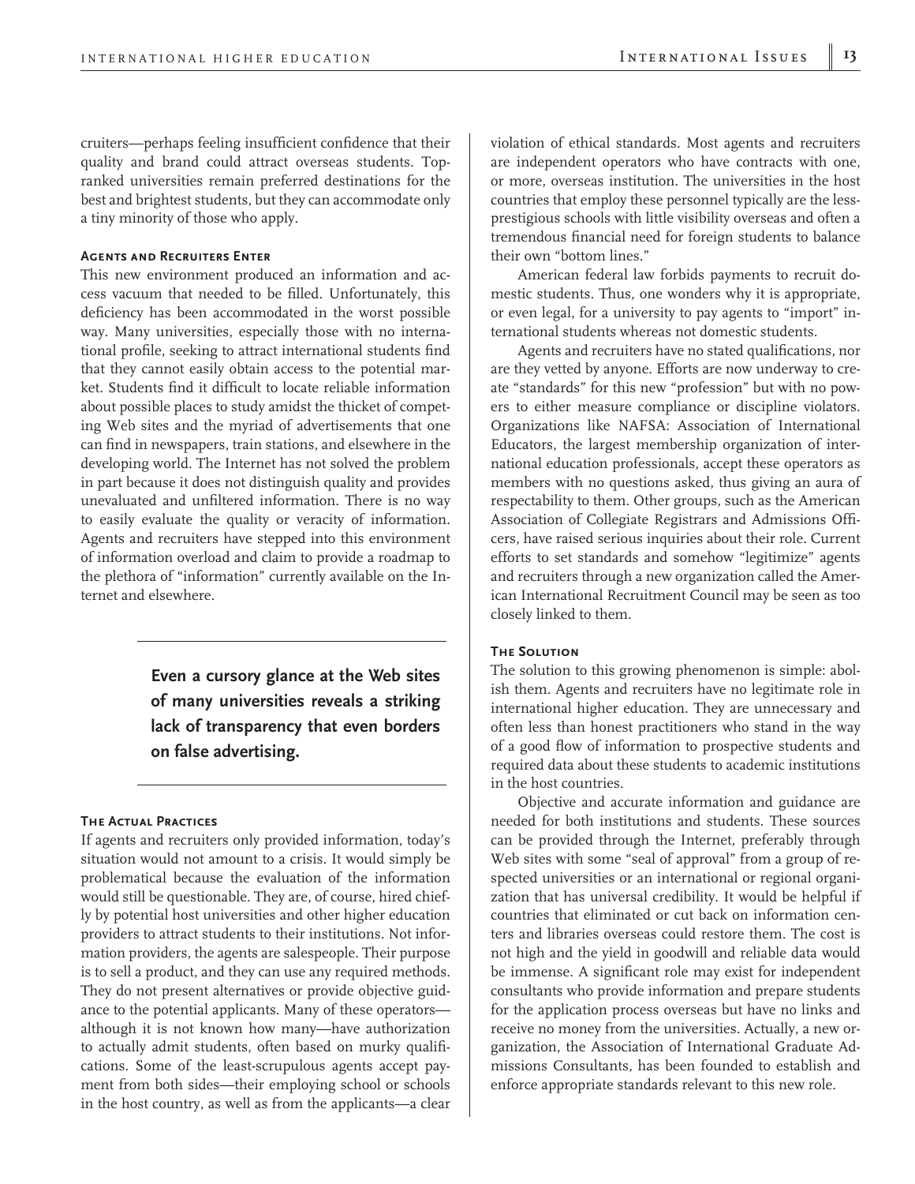cruiters—perhaps feeling insufficient confidence that their quality and brand could attract overseas students. Top-ranked universities remain preferred destinations for the best and brightest students, but they can accommodate only a tiny minority of those who apply.

### Agents and Recruiters Enter

This new environment produced an information and access vacuum that needed to be filled. Unfortunately, this deficiency has been accommodated in the worst possible way. Many universities, especially those with no international profile, seeking to attract international students find that they cannot easily obtain access to the potential market. Students find it difficult to locate reliable information about possible places to study amidst the thicket of competing Web sites and the myriad of advertisements that one can find in newspapers, train stations, and elsewhere in the developing world. The Internet has not solved the problem in part because it does not distinguish quality and provides unevaluated and unfiltered information. There is no way to easily evaluate the quality or veracity of information. Agents and recruiters have stepped into this environment of information overload and claim to provide a roadmap to the plethora of "information" currently available on the Internet and elsewhere.

**Even a cursory glance at the Web sites of many universities reveals a striking lack of transparency that even borders on false advertising.**

### The Actual Practices

If agents and recruiters only provided information, today's situation would not amount to a crisis. It would simply be problematical because the evaluation of the information would still be questionable. They are, of course, hired chiefly by potential host universities and other higher education providers to attract students to their institutions. Not information providers, the agents are salespeople. Their purpose is to sell a product, and they can use any required methods. They do not present alternatives or provide objective guidance to the potential applicants. Many of these operators—although it is not known how many—have authorization to actually admit students, often based on murky qualifications. Some of the least-scrupulous agents accept payment from both sides—their employing school or schools in the host country, as well as from the applicants—a clear violation of ethical standards. Most agents and recruiters are independent operators who have contracts with one, or more, overseas institution. The universities in the host countries that employ these personnel typically are the less-prestigious schools with little visibility overseas and often a tremendous financial need for foreign students to balance their own "bottom lines."

American federal law forbids payments to recruit domestic students. Thus, one wonders why it is appropriate, or even legal, for a university to pay agents to "import" international students whereas not domestic students.

Agents and recruiters have no stated qualifications, nor are they vetted by anyone. Efforts are now underway to create "standards" for this new "profession" but with no powers to either measure compliance or discipline violators. Organizations like NAFSA: Association of International Educators, the largest membership organization of international education professionals, accept these operators as members with no questions asked, thus giving an aura of respectability to them. Other groups, such as the American Association of Collegiate Registrars and Admissions Officers, have raised serious inquiries about their role. Current efforts to set standards and somehow "legitimize" agents and recruiters through a new organization called the American International Recruitment Council may be seen as too closely linked to them.

### The Solution

The solution to this growing phenomenon is simple: abolish them. Agents and recruiters have no legitimate role in international higher education. They are unnecessary and often less than honest practitioners who stand in the way of a good flow of information to prospective students and required data about these students to academic institutions in the host countries.

Objective and accurate information and guidance are needed for both institutions and students. These sources can be provided through the Internet, preferably through Web sites with some "seal of approval" from a group of respected universities or an international or regional organization that has universal credibility. It would be helpful if countries that eliminated or cut back on information centers and libraries overseas could restore them. The cost is not high and the yield in goodwill and reliable data would be immense. A significant role may exist for independent consultants who provide information and prepare students for the application process overseas but have no links and receive no money from the universities. Actually, a new organization, the Association of International Graduate Admissions Consultants, has been founded to establish and enforce appropriate standards relevant to this new role.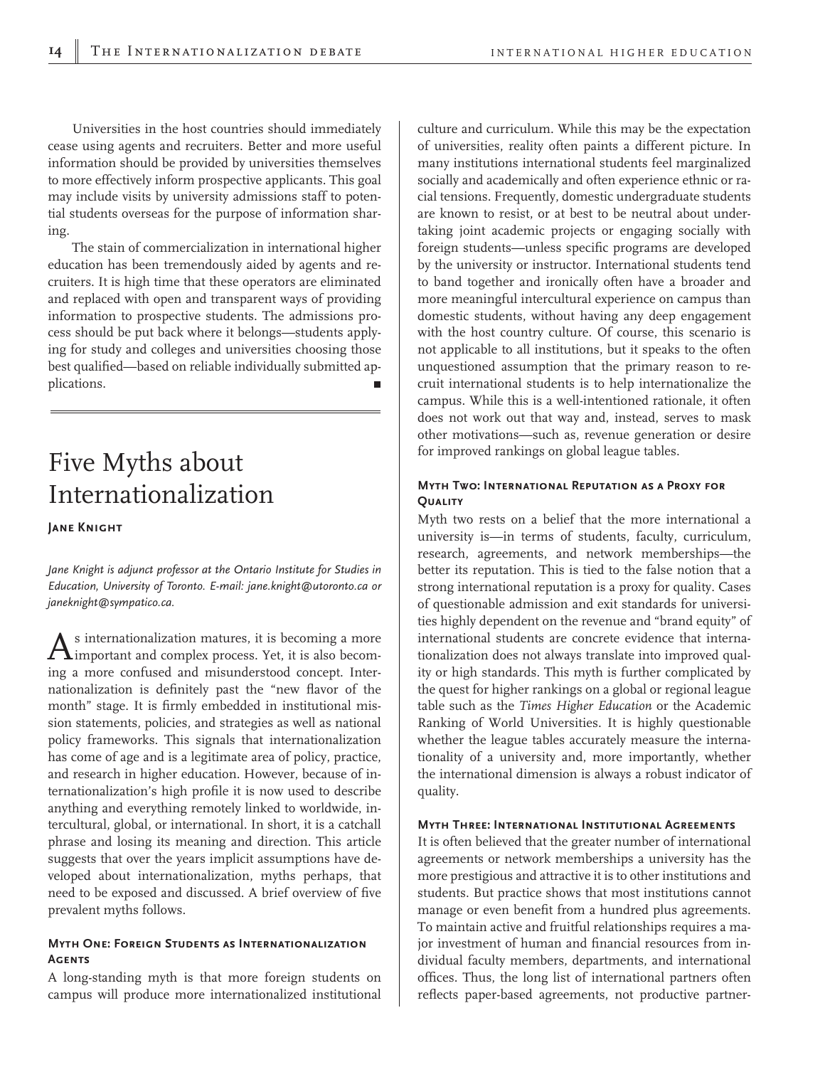Universities in the host countries should immediately cease using agents and recruiters. Better and more useful information should be provided by universities themselves to more effectively inform prospective applicants. This goal may include visits by university admissions staff to potential students overseas for the purpose of information sharing.

The stain of commercialization in international higher education has been tremendously aided by agents and recruiters. It is high time that these operators are eliminated and replaced with open and transparent ways of providing information to prospective students. The admissions process should be put back where it belongs—students applying for study and colleges and universities choosing those best qualified—based on reliable individually submitted applications.

# Five Myths about Internationalization

**Jane Knight**

*Jane Knight is adjunct professor at the Ontario Institute for Studies in Education, University of Toronto. E-mail: jane.knight@utoronto.ca or janeknight@sympatico.ca.*

As internationalization matures, it is becoming a more important and complex process. Yet, it is also becoming a more confused and misunderstood concept. Internationalization is definitely past the "new flavor of the month" stage. It is firmly embedded in institutional mission statements, policies, and strategies as well as national policy frameworks. This signals that internationalization has come of age and is a legitimate area of policy, practice, and research in higher education. However, because of internationalization's high profile it is now used to describe anything and everything remotely linked to worldwide, intercultural, global, or international. In short, it is a catchall phrase and losing its meaning and direction. This article suggests that over the years implicit assumptions have developed about internationalization, myths perhaps, that need to be exposed and discussed. A brief overview of five prevalent myths follows.

### Myth One: Foreign Students as Internationalization Agents

A long-standing myth is that more foreign students on campus will produce more internationalized institutional culture and curriculum. While this may be the expectation of universities, reality often paints a different picture. In many institutions international students feel marginalized socially and academically and often experience ethnic or racial tensions. Frequently, domestic undergraduate students are known to resist, or at best to be neutral about undertaking joint academic projects or engaging socially with foreign students—unless specific programs are developed by the university or instructor. International students tend to band together and ironically often have a broader and more meaningful intercultural experience on campus than domestic students, without having any deep engagement with the host country culture. Of course, this scenario is not applicable to all institutions, but it speaks to the often unquestioned assumption that the primary reason to recruit international students is to help internationalize the campus. While this is a well-intentioned rationale, it often does not work out that way and, instead, serves to mask other motivations—such as, revenue generation or desire for improved rankings on global league tables.

### Myth Two: International Reputation as a Proxy for Quality

Myth two rests on a belief that the more international a university is—in terms of students, faculty, curriculum, research, agreements, and network memberships—the better its reputation. This is tied to the false notion that a strong international reputation is a proxy for quality. Cases of questionable admission and exit standards for universities highly dependent on the revenue and "brand equity" of international students are concrete evidence that internationalization does not always translate into improved quality or high standards. This myth is further complicated by the quest for higher rankings on a global or regional league table such as the *Times Higher Education* or the Academic Ranking of World Universities. It is highly questionable whether the league tables accurately measure the internationality of a university and, more importantly, whether the international dimension is always a robust indicator of quality.

### Myth Three: International Institutional Agreements

It is often believed that the greater number of international agreements or network memberships a university has the more prestigious and attractive it is to other institutions and students. But practice shows that most institutions cannot manage or even benefit from a hundred plus agreements. To maintain active and fruitful relationships requires a major investment of human and financial resources from individual faculty members, departments, and international offices. Thus, the long list of international partners often reflects paper-based agreements, not productive partner-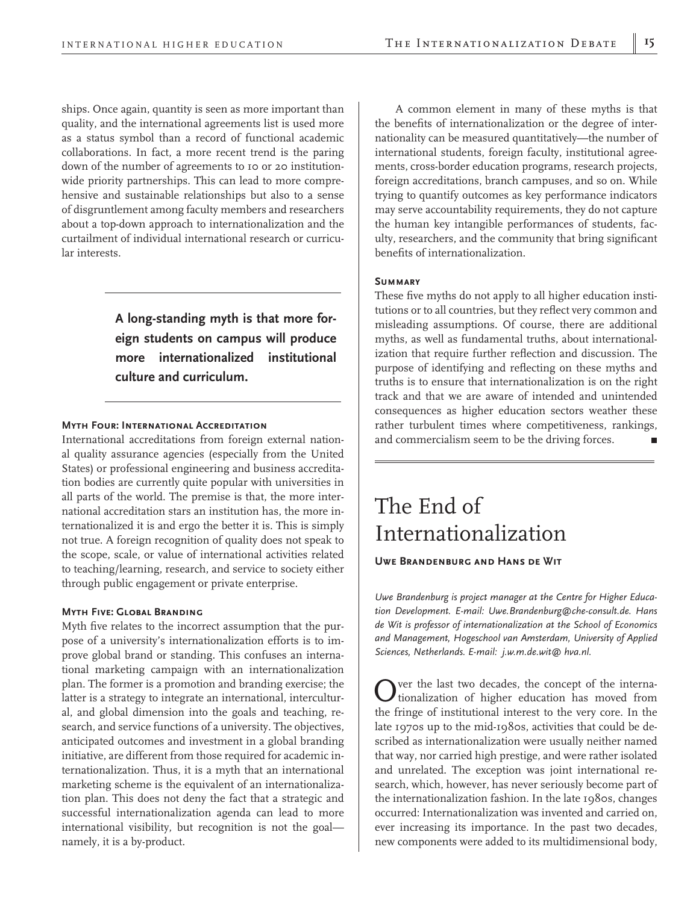ships. Once again, quantity is seen as more important than quality, and the international agreements list is used more as a status symbol than a record of functional academic collaborations. In fact, a more recent trend is the paring down of the number of agreements to 10 or 20 institution-wide priority partnerships. This can lead to more comprehensive and sustainable relationships but also to a sense of disgruntlement among faculty members and researchers about a top-down approach to internationalization and the curtailment of individual international research or curricular interests.

**A long-standing myth is that more foreign students on campus will produce more internationalized institutional culture and curriculum.**

#### Myth Four: International Accreditation

International accreditations from foreign external national quality assurance agencies (especially from the United States) or professional engineering and business accreditation bodies are currently quite popular with universities in all parts of the world. The premise is that, the more international accreditation stars an institution has, the more internationalized it is and ergo the better it is. This is simply not true. A foreign recognition of quality does not speak to the scope, scale, or value of international activities related to teaching/learning, research, and service to society either through public engagement or private enterprise.

#### Myth Five: Global Branding

Myth five relates to the incorrect assumption that the purpose of a university's internationalization efforts is to improve global brand or standing. This confuses an international marketing campaign with an internationalization plan. The former is a promotion and branding exercise; the latter is a strategy to integrate an international, intercultural, and global dimension into the goals and teaching, research, and service functions of a university. The objectives, anticipated outcomes and investment in a global branding initiative, are different from those required for academic internationalization. Thus, it is a myth that an international marketing scheme is the equivalent of an internationalization plan. This does not deny the fact that a strategic and successful internationalization agenda can lead to more international visibility, but recognition is not the goal—namely, it is a by-product.

A common element in many of these myths is that the benefits of internationalization or the degree of internationality can be measured quantitatively—the number of international students, foreign faculty, institutional agreements, cross-border education programs, research projects, foreign accreditations, branch campuses, and so on. While trying to quantify outcomes as key performance indicators may serve accountability requirements, they do not capture the human key intangible performances of students, faculty, researchers, and the community that bring significant benefits of internationalization.

#### Summary

These five myths do not apply to all higher education institutions or to all countries, but they reflect very common and misleading assumptions. Of course, there are additional myths, as well as fundamental truths, about internationalization that require further reflection and discussion. The purpose of identifying and reflecting on these myths and truths is to ensure that internationalization is on the right track and that we are aware of intended and unintended consequences as higher education sectors weather these rather turbulent times where competitiveness, rankings, and commercialism seem to be the driving forces.

# The End of Internationalization

**Uwe Brandenburg and Hans de Wit**

*Uwe Brandenburg is project manager at the Centre for Higher Education Development. E-mail: Uwe.Brandenburg@che-consult.de. Hans de Wit is professor of internationalization at the School of Economics and Management, Hogeschool van Amsterdam, University of Applied Sciences, Netherlands. E-mail: j.w.m.de.wit@ hva.nl.*

Over the last two decades, the concept of the internationalization of higher education has moved from the fringe of institutional interest to the very core. In the late 1970s up to the mid-1980s, activities that could be described as internationalization were usually neither named that way, nor carried high prestige, and were rather isolated and unrelated. The exception was joint international research, which, however, has never seriously become part of the internationalization fashion. In the late 1980s, changes occurred: Internationalization was invented and carried on, ever increasing its importance. In the past two decades, new components were added to its multidimensional body,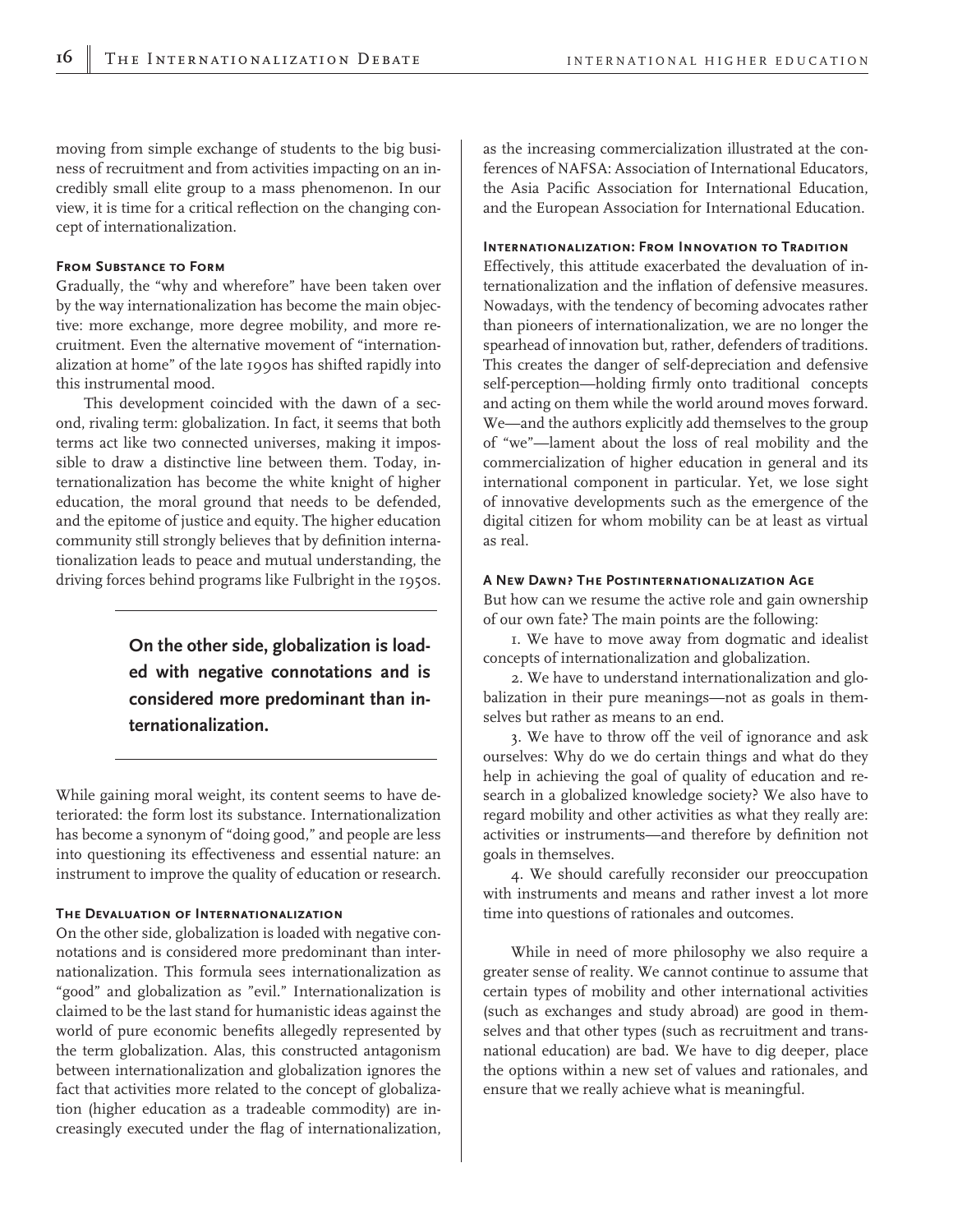moving from simple exchange of students to the big business of recruitment and from activities impacting on an incredibly small elite group to a mass phenomenon. In our view, it is time for a critical reflection on the changing concept of internationalization.

### From Substance to Form

Gradually, the "why and wherefore" have been taken over by the way internationalization has become the main objective: more exchange, more degree mobility, and more recruitment. Even the alternative movement of "internationalization at home" of the late 1990s has shifted rapidly into this instrumental mood.

This development coincided with the dawn of a second, rivaling term: globalization. In fact, it seems that both terms act like two connected universes, making it impossible to draw a distinctive line between them. Today, internationalization has become the white knight of higher education, the moral ground that needs to be defended, and the epitome of justice and equity. The higher education community still strongly believes that by definition internationalization leads to peace and mutual understanding, the driving forces behind programs like Fulbright in the 1950s.

**On the other side, globalization is loaded with negative connotations and is considered more predominant than internationalization.**

While gaining moral weight, its content seems to have deteriorated: the form lost its substance. Internationalization has become a synonym of "doing good," and people are less into questioning its effectiveness and essential nature: an instrument to improve the quality of education or research.

### The Devaluation of Internationalization

On the other side, globalization is loaded with negative connotations and is considered more predominant than internationalization. This formula sees internationalization as "good" and globalization as "evil." Internationalization is claimed to be the last stand for humanistic ideas against the world of pure economic benefits allegedly represented by the term globalization. Alas, this constructed antagonism between internationalization and globalization ignores the fact that activities more related to the concept of globalization (higher education as a tradeable commodity) are increasingly executed under the flag of internationalization, as the increasing commercialization illustrated at the conferences of NAFSA: Association of International Educators, the Asia Pacific Association for International Education, and the European Association for International Education.

### Internationalization: From Innovation to Tradition

Effectively, this attitude exacerbated the devaluation of internationalization and the inflation of defensive measures. Nowadays, with the tendency of becoming advocates rather than pioneers of internationalization, we are no longer the spearhead of innovation but, rather, defenders of traditions. This creates the danger of self-depreciation and defensive self-perception—holding firmly onto traditional concepts and acting on them while the world around moves forward. We—and the authors explicitly add themselves to the group of "we"—lament about the loss of real mobility and the commercialization of higher education in general and its international component in particular. Yet, we lose sight of innovative developments such as the emergence of the digital citizen for whom mobility can be at least as virtual as real.

### A New Dawn? The Postinternationalization Age

But how can we resume the active role and gain ownership of our own fate? The main points are the following:

1. We have to move away from dogmatic and idealist concepts of internationalization and globalization.

2. We have to understand internationalization and globalization in their pure meanings—not as goals in themselves but rather as means to an end.

3. We have to throw off the veil of ignorance and ask ourselves: Why do we do certain things and what do they help in achieving the goal of quality of education and research in a globalized knowledge society? We also have to regard mobility and other activities as what they really are: activities or instruments—and therefore by definition not goals in themselves.

4. We should carefully reconsider our preoccupation with instruments and means and rather invest a lot more time into questions of rationales and outcomes.

While in need of more philosophy we also require a greater sense of reality. We cannot continue to assume that certain types of mobility and other international activities (such as exchanges and study abroad) are good in themselves and that other types (such as recruitment and transnational education) are bad. We have to dig deeper, place the options within a new set of values and rationales, and ensure that we really achieve what is meaningful.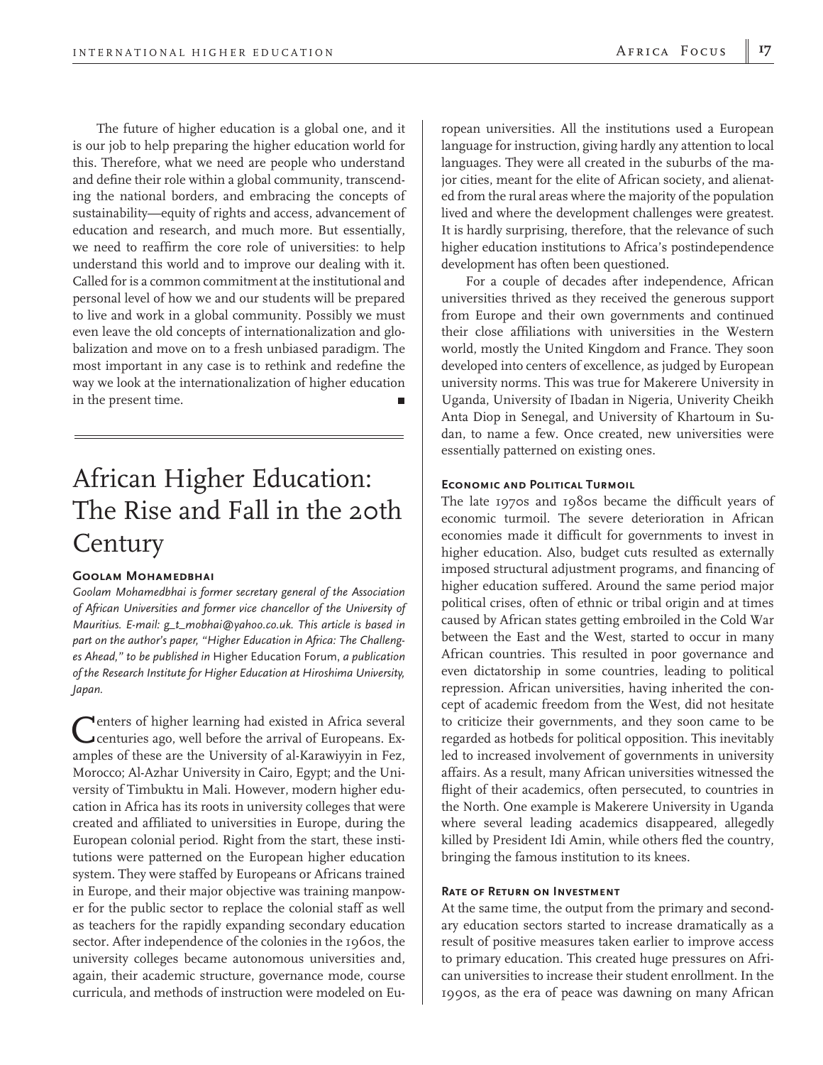The future of higher education is a global one, and it is our job to help preparing the higher education world for this. Therefore, what we need are people who understand and define their role within a global community, transcending the national borders, and embracing the concepts of sustainability—equity of rights and access, advancement of education and research, and much more. But essentially, we need to reaffirm the core role of universities: to help understand this world and to improve our dealing with it. Called for is a common commitment at the institutional and personal level of how we and our students will be prepared to live and work in a global community. Possibly we must even leave the old concepts of internationalization and globalization and move on to a fresh unbiased paradigm. The most important in any case is to rethink and redefine the way we look at the internationalization of higher education in the present time.

# African Higher Education: The Rise and Fall in the 20th Century

**Goolam Mohamedbhai**

*Goolam Mohamedbhai is former secretary general of the Association of African Universities and former vice chancellor of the University of Mauritius. E-mail: g_t_mobhai@yahoo.co.uk. This article is based in part on the author's paper, "Higher Education in Africa: The Challenges Ahead," to be published in* Higher Education Forum, *a publication of the Research Institute for Higher Education at Hiroshima University, Japan.*

Centers of higher learning had existed in Africa several centuries ago, well before the arrival of Europeans. Examples of these are the University of al-Karawiyyin in Fez, Morocco; Al-Azhar University in Cairo, Egypt; and the University of Timbuktu in Mali. However, modern higher education in Africa has its roots in university colleges that were created and affiliated to universities in Europe, during the European colonial period. Right from the start, these institutions were patterned on the European higher education system. They were staffed by Europeans or Africans trained in Europe, and their major objective was training manpower for the public sector to replace the colonial staff as well as teachers for the rapidly expanding secondary education sector. After independence of the colonies in the 1960s, the university colleges became autonomous universities and, again, their academic structure, governance mode, course curricula, and methods of instruction were modeled on European universities. All the institutions used a European language for instruction, giving hardly any attention to local languages. They were all created in the suburbs of the major cities, meant for the elite of African society, and alienated from the rural areas where the majority of the population lived and where the development challenges were greatest. It is hardly surprising, therefore, that the relevance of such higher education institutions to Africa's postindependence development has often been questioned.

For a couple of decades after independence, African universities thrived as they received the generous support from Europe and their own governments and continued their close affiliations with universities in the Western world, mostly the United Kingdom and France. They soon developed into centers of excellence, as judged by European university norms. This was true for Makerere University in Uganda, University of Ibadan in Nigeria, Univerity Cheikh Anta Diop in Senegal, and University of Khartoum in Sudan, to name a few. Once created, new universities were essentially patterned on existing ones.

## Economic and Political Turmoil

The late 1970s and 1980s became the difficult years of economic turmoil. The severe deterioration in African economies made it difficult for governments to invest in higher education. Also, budget cuts resulted as externally imposed structural adjustment programs, and financing of higher education suffered. Around the same period major political crises, often of ethnic or tribal origin and at times caused by African states getting embroiled in the Cold War between the East and the West, started to occur in many African countries. This resulted in poor governance and even dictatorship in some countries, leading to political repression. African universities, having inherited the concept of academic freedom from the West, did not hesitate to criticize their governments, and they soon came to be regarded as hotbeds for political opposition. This inevitably led to increased involvement of governments in university affairs. As a result, many African universities witnessed the flight of their academics, often persecuted, to countries in the North. One example is Makerere University in Uganda where several leading academics disappeared, allegedly killed by President Idi Amin, while others fled the country, bringing the famous institution to its knees.

## Rate of Return on Investment

At the same time, the output from the primary and secondary education sectors started to increase dramatically as a result of positive measures taken earlier to improve access to primary education. This created huge pressures on African universities to increase their student enrollment. In the 1990s, as the era of peace was dawning on many African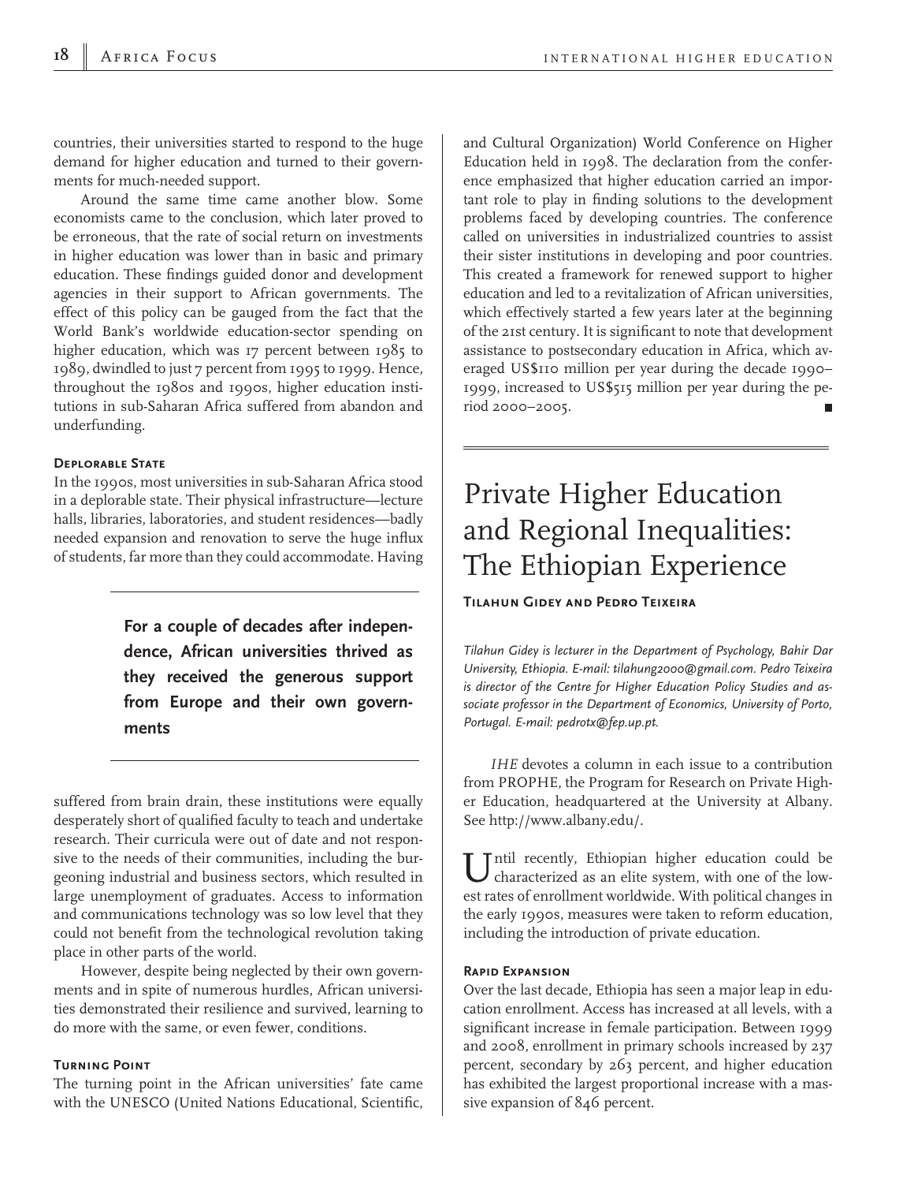countries, their universities started to respond to the huge demand for higher education and turned to their governments for much-needed support.

Around the same time came another blow. Some economists came to the conclusion, which later proved to be erroneous, that the rate of social return on investments in higher education was lower than in basic and primary education. These findings guided donor and development agencies in their support to African governments. The effect of this policy can be gauged from the fact that the World Bank's worldwide education-sector spending on higher education, which was 17 percent between 1985 to 1989, dwindled to just 7 percent from 1995 to 1999. Hence, throughout the 1980s and 1990s, higher education institutions in sub-Saharan Africa suffered from abandon and underfunding.

#### Deplorable State

In the 1990s, most universities in sub-Saharan Africa stood in a deplorable state. Their physical infrastructure—lecture halls, libraries, laboratories, and student residences—badly needed expansion and renovation to serve the huge influx of students, far more than they could accommodate. Having suffered from brain drain, these institutions were equally desperately short of qualified faculty to teach and undertake research. Their curricula were out of date and not responsive to the needs of their communities, including the burgeoning industrial and business sectors, which resulted in large unemployment of graduates. Access to information and communications technology was so low level that they could not benefit from the technological revolution taking place in other parts of the world.

**For a couple of decades after independence, African universities thrived as they received the generous support from Europe and their own governments**

However, despite being neglected by their own governments and in spite of numerous hurdles, African universities demonstrated their resilience and survived, learning to do more with the same, or even fewer, conditions.

#### Turning Point

The turning point in the African universities' fate came with the UNESCO (United Nations Educational, Scientific, and Cultural Organization) World Conference on Higher Education held in 1998. The declaration from the conference emphasized that higher education carried an important role to play in finding solutions to the development problems faced by developing countries. The conference called on universities in industrialized countries to assist their sister institutions in developing and poor countries. This created a framework for renewed support to higher education and led to a revitalization of African universities, which effectively started a few years later at the beginning of the 21st century. It is significant to note that development assistance to postsecondary education in Africa, which averaged US$110 million per year during the decade 1990–1999, increased to US$515 million per year during the period 2000–2005.

# Private Higher Education and Regional Inequalities: The Ethiopian Experience

**Tilahun Gidey and Pedro Teixeira**

*Tilahun Gidey is lecturer in the Department of Psychology, Bahir Dar University, Ethiopia. E-mail: tilahung2000@gmail.com. Pedro Teixeira is director of the Centre for Higher Education Policy Studies and associate professor in the Department of Economics, University of Porto, Portugal. E-mail: pedrotx@fep.up.pt.*

*IHE* devotes a column in each issue to a contribution from PROPHE, the Program for Research on Private Higher Education, headquartered at the University at Albany. See http://www.albany.edu/.

Until recently, Ethiopian higher education could be characterized as an elite system, with one of the lowest rates of enrollment worldwide. With political changes in the early 1990s, measures were taken to reform education, including the introduction of private education.

#### Rapid Expansion

Over the last decade, Ethiopia has seen a major leap in education enrollment. Access has increased at all levels, with a significant increase in female participation. Between 1999 and 2008, enrollment in primary schools increased by 237 percent, secondary by 263 percent, and higher education has exhibited the largest proportional increase with a massive expansion of 846 percent.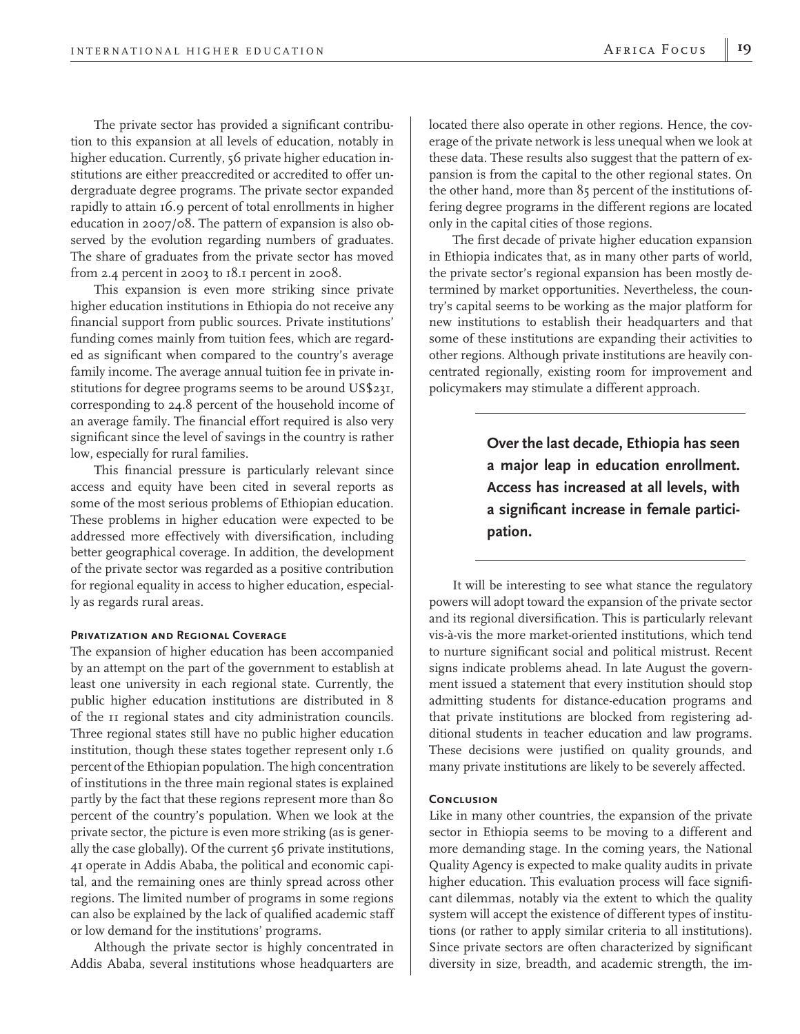The private sector has provided a significant contribution to this expansion at all levels of education, notably in higher education. Currently, 56 private higher education institutions are either preaccredited or accredited to offer undergraduate degree programs. The private sector expanded rapidly to attain 16.9 percent of total enrollments in higher education in 2007/08. The pattern of expansion is also observed by the evolution regarding numbers of graduates. The share of graduates from the private sector has moved from 2.4 percent in 2003 to 18.1 percent in 2008.

This expansion is even more striking since private higher education institutions in Ethiopia do not receive any financial support from public sources. Private institutions' funding comes mainly from tuition fees, which are regarded as significant when compared to the country's average family income. The average annual tuition fee in private institutions for degree programs seems to be around US$231, corresponding to 24.8 percent of the household income of an average family. The financial effort required is also very significant since the level of savings in the country is rather low, especially for rural families.

This financial pressure is particularly relevant since access and equity have been cited in several reports as some of the most serious problems of Ethiopian education. These problems in higher education were expected to be addressed more effectively with diversification, including better geographical coverage. In addition, the development of the private sector was regarded as a positive contribution for regional equality in access to higher education, especially as regards rural areas.

### Privatization and Regional Coverage

The expansion of higher education has been accompanied by an attempt on the part of the government to establish at least one university in each regional state. Currently, the public higher education institutions are distributed in 8 of the 11 regional states and city administration councils. Three regional states still have no public higher education institution, though these states together represent only 1.6 percent of the Ethiopian population. The high concentration of institutions in the three main regional states is explained partly by the fact that these regions represent more than 80 percent of the country's population. When we look at the private sector, the picture is even more striking (as is generally the case globally). Of the current 56 private institutions, 41 operate in Addis Ababa, the political and economic capital, and the remaining ones are thinly spread across other regions. The limited number of programs in some regions can also be explained by the lack of qualified academic staff or low demand for the institutions' programs.

Although the private sector is highly concentrated in Addis Ababa, several institutions whose headquarters are located there also operate in other regions. Hence, the coverage of the private network is less unequal when we look at these data. These results also suggest that the pattern of expansion is from the capital to the other regional states. On the other hand, more than 85 percent of the institutions offering degree programs in the different regions are located only in the capital cities of those regions.

The first decade of private higher education expansion in Ethiopia indicates that, as in many other parts of world, the private sector's regional expansion has been mostly determined by market opportunities. Nevertheless, the country's capital seems to be working as the major platform for new institutions to establish their headquarters and that some of these institutions are expanding their activities to other regions. Although private institutions are heavily concentrated regionally, existing room for improvement and policymakers may stimulate a different approach.

**Over the last decade, Ethiopia has seen a major leap in education enrollment. Access has increased at all levels, with a significant increase in female participation.**

It will be interesting to see what stance the regulatory powers will adopt toward the expansion of the private sector and its regional diversification. This is particularly relevant vis-à-vis the more market-oriented institutions, which tend to nurture significant social and political mistrust. Recent signs indicate problems ahead. In late August the government issued a statement that every institution should stop admitting students for distance-education programs and that private institutions are blocked from registering additional students in teacher education and law programs. These decisions were justified on quality grounds, and many private institutions are likely to be severely affected.

### Conclusion

Like in many other countries, the expansion of the private sector in Ethiopia seems to be moving to a different and more demanding stage. In the coming years, the National Quality Agency is expected to make quality audits in private higher education. This evaluation process will face significant dilemmas, notably via the extent to which the quality system will accept the existence of different types of institutions (or rather to apply similar criteria to all institutions). Since private sectors are often characterized by significant diversity in size, breadth, and academic strength, the im-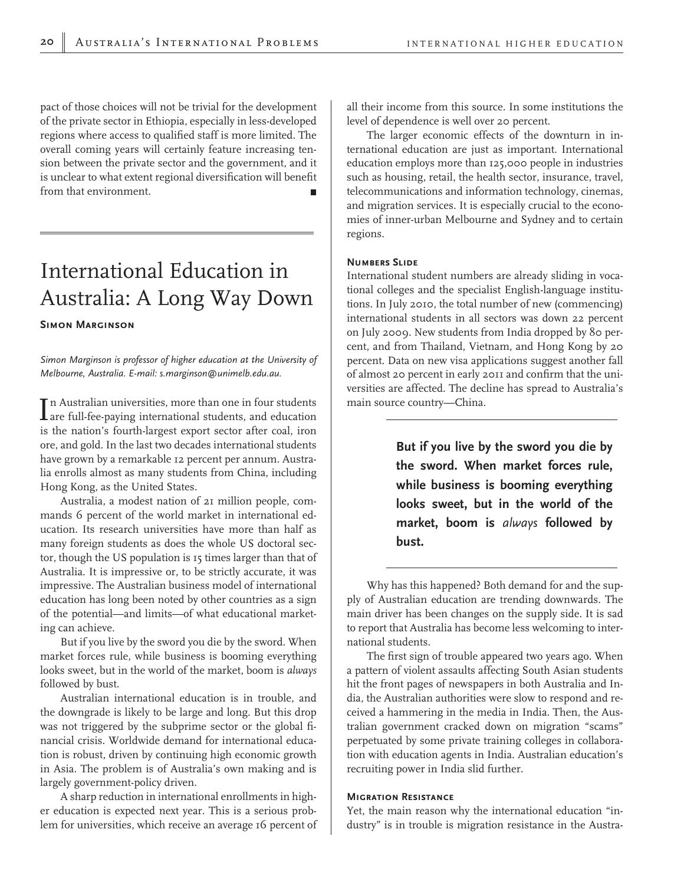pact of those choices will not be trivial for the development of the private sector in Ethiopia, especially in less-developed regions where access to qualified staff is more limited. The overall coming years will certainly feature increasing tension between the private sector and the government, and it is unclear to what extent regional diversification will benefit from that environment.

# International Education in Australia: A Long Way Down

**Simon Marginson**

*Simon Marginson is professor of higher education at the University of Melbourne, Australia. E-mail: s.marginson@unimelb.edu.au.*

In Australian universities, more than one in four students are full-fee-paying international students, and education is the nation's fourth-largest export sector after coal, iron ore, and gold. In the last two decades international students have grown by a remarkable 12 percent per annum. Australia enrolls almost as many students from China, including Hong Kong, as the United States.

Australia, a modest nation of 21 million people, commands 6 percent of the world market in international education. Its research universities have more than half as many foreign students as does the whole US doctoral sector, though the US population is 15 times larger than that of Australia. It is impressive or, to be strictly accurate, it was impressive. The Australian business model of international education has long been noted by other countries as a sign of the potential—and limits—of what educational marketing can achieve.

But if you live by the sword you die by the sword. When market forces rule, while business is booming everything looks sweet, but in the world of the market, boom is *always* followed by bust.

Australian international education is in trouble, and the downgrade is likely to be large and long. But this drop was not triggered by the subprime sector or the global financial crisis. Worldwide demand for international education is robust, driven by continuing high economic growth in Asia. The problem is of Australia's own making and is largely government-policy driven.

A sharp reduction in international enrollments in higher education is expected next year. This is a serious problem for universities, which receive an average 16 percent of all their income from this source. In some institutions the level of dependence is well over 20 percent.

The larger economic effects of the downturn in international education are just as important. International education employs more than 125,000 people in industries such as housing, retail, the health sector, insurance, travel, telecommunications and information technology, cinemas, and migration services. It is especially crucial to the economies of inner-urban Melbourne and Sydney and to certain regions.

### Numbers Slide

International student numbers are already sliding in vocational colleges and the specialist English-language institutions. In July 2010, the total number of new (commencing) international students in all sectors was down 22 percent on July 2009. New students from India dropped by 80 percent, and from Thailand, Vietnam, and Hong Kong by 20 percent. Data on new visa applications suggest another fall of almost 20 percent in early 2011 and confirm that the universities are affected. The decline has spread to Australia's main source country—China.

> **But if you live by the sword you die by the sword. When market forces rule, while business is booming everything looks sweet, but in the world of the market, boom is *always* followed by bust.**

Why has this happened? Both demand for and the supply of Australian education are trending downwards. The main driver has been changes on the supply side. It is sad to report that Australia has become less welcoming to international students.

The first sign of trouble appeared two years ago. When a pattern of violent assaults affecting South Asian students hit the front pages of newspapers in both Australia and India, the Australian authorities were slow to respond and received a hammering in the media in India. Then, the Australian government cracked down on migration "scams" perpetuated by some private training colleges in collaboration with education agents in India. Australian education's recruiting power in India slid further.

### Migration Resistance

Yet, the main reason why the international education "industry" is in trouble is migration resistance in the Austra-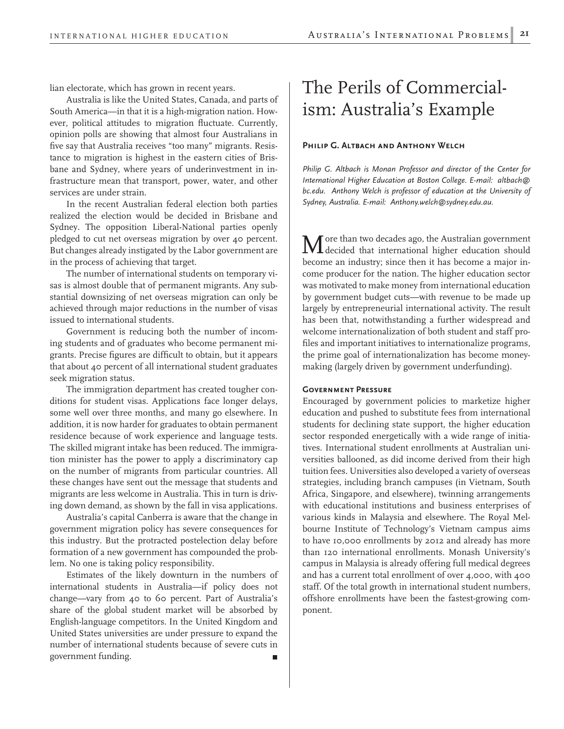lian electorate, which has grown in recent years.

Australia is like the United States, Canada, and parts of South America—in that it is a high-migration nation. However, political attitudes to migration fluctuate. Currently, opinion polls are showing that almost four Australians in five say that Australia receives "too many" migrants. Resistance to migration is highest in the eastern cities of Brisbane and Sydney, where years of underinvestment in infrastructure mean that transport, power, water, and other services are under strain.

In the recent Australian federal election both parties realized the election would be decided in Brisbane and Sydney. The opposition Liberal-National parties openly pledged to cut net overseas migration by over 40 percent. But changes already instigated by the Labor government are in the process of achieving that target.

The number of international students on temporary visas is almost double that of permanent migrants. Any substantial downsizing of net overseas migration can only be achieved through major reductions in the number of visas issued to international students.

Government is reducing both the number of incoming students and of graduates who become permanent migrants. Precise figures are difficult to obtain, but it appears that about 40 percent of all international student graduates seek migration status.

The immigration department has created tougher conditions for student visas. Applications face longer delays, some well over three months, and many go elsewhere. In addition, it is now harder for graduates to obtain permanent residence because of work experience and language tests. The skilled migrant intake has been reduced. The immigration minister has the power to apply a discriminatory cap on the number of migrants from particular countries. All these changes have sent out the message that students and migrants are less welcome in Australia. This in turn is driving down demand, as shown by the fall in visa applications.

Australia's capital Canberra is aware that the change in government migration policy has severe consequences for this industry. But the protracted postelection delay before formation of a new government has compounded the problem. No one is taking policy responsibility.

Estimates of the likely downturn in the numbers of international students in Australia—if policy does not change—vary from 40 to 60 percent. Part of Australia's share of the global student market will be absorbed by English-language competitors. In the United Kingdom and United States universities are under pressure to expand the number of international students because of severe cuts in government funding.

# The Perils of Commercialism: Australia's Example

**Philip G. Altbach and Anthony Welch**

*Philip G. Altbach is Monan Professor and director of the Center for International Higher Education at Boston College. E-mail: altbach@bc.edu. Anthony Welch is professor of education at the University of Sydney, Australia. E-mail: Anthony.welch@sydney.edu.au.*

More than two decades ago, the Australian government decided that international higher education should become an industry; since then it has become a major income producer for the nation. The higher education sector was motivated to make money from international education by government budget cuts—with revenue to be made up largely by entrepreneurial international activity. The result has been that, notwithstanding a further widespread and welcome internationalization of both student and staff profiles and important initiatives to internationalize programs, the prime goal of internationalization has become moneymaking (largely driven by government underfunding).

## Government Pressure

Encouraged by government policies to marketize higher education and pushed to substitute fees from international students for declining state support, the higher education sector responded energetically with a wide range of initiatives. International student enrollments at Australian universities ballooned, as did income derived from their high tuition fees. Universities also developed a variety of overseas strategies, including branch campuses (in Vietnam, South Africa, Singapore, and elsewhere), twinning arrangements with educational institutions and business enterprises of various kinds in Malaysia and elsewhere. The Royal Melbourne Institute of Technology's Vietnam campus aims to have 10,000 enrollments by 2012 and already has more than 120 international enrollments. Monash University's campus in Malaysia is already offering full medical degrees and has a current total enrollment of over 4,000, with 400 staff. Of the total growth in international student numbers, offshore enrollments have been the fastest-growing component.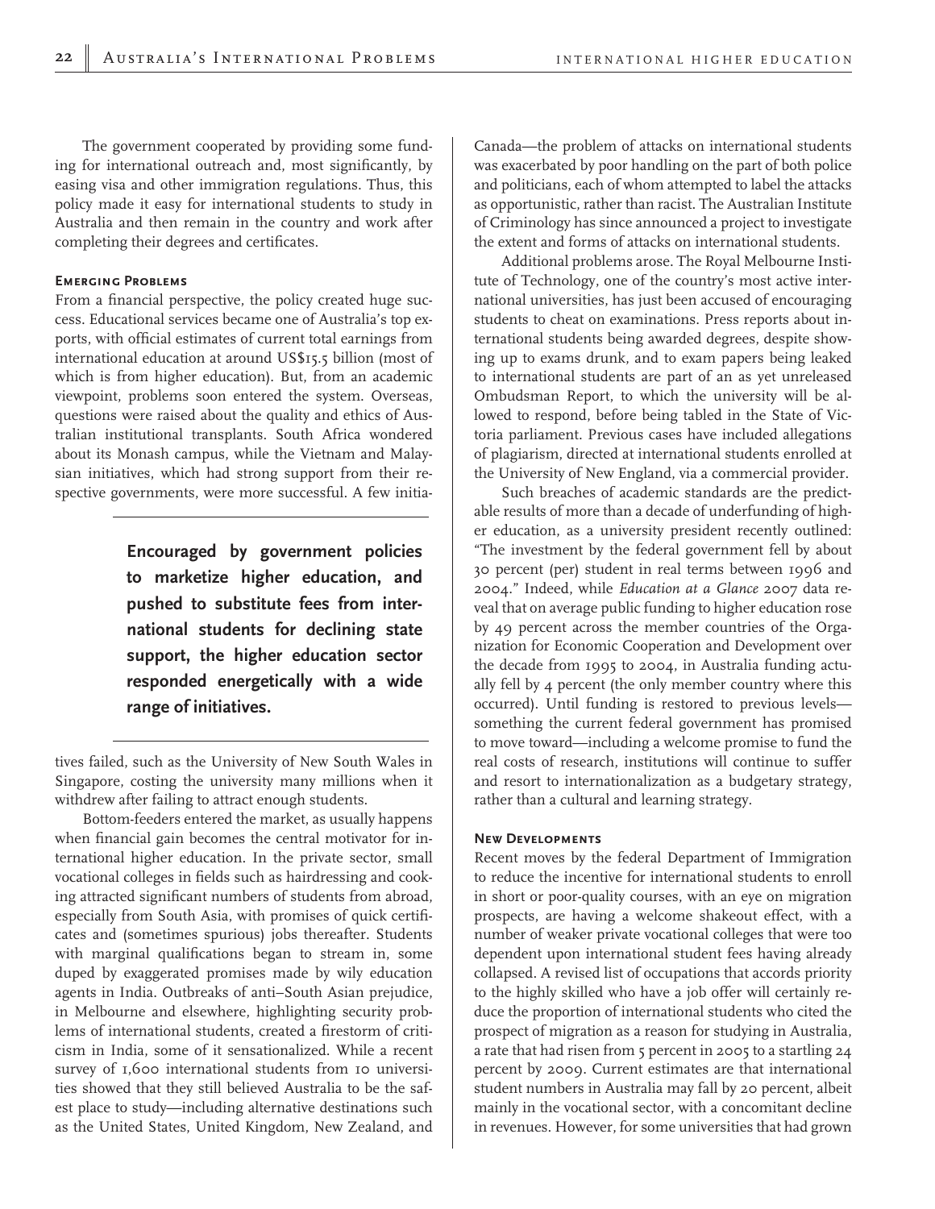The government cooperated by providing some funding for international outreach and, most significantly, by easing visa and other immigration regulations. Thus, this policy made it easy for international students to study in Australia and then remain in the country and work after completing their degrees and certificates.

### Emerging Problems

From a financial perspective, the policy created huge success. Educational services became one of Australia's top exports, with official estimates of current total earnings from international education at around US$15.5 billion (most of which is from higher education). But, from an academic viewpoint, problems soon entered the system. Overseas, questions were raised about the quality and ethics of Australian institutional transplants. South Africa wondered about its Monash campus, while the Vietnam and Malaysian initiatives, which had strong support from their respective governments, were more successful. A few initiatives failed, such as the University of New South Wales in Singapore, costing the university many millions when it withdrew after failing to attract enough students.

**Encouraged by government policies to marketize higher education, and pushed to substitute fees from international students for declining state support, the higher education sector responded energetically with a wide range of initiatives.**

Bottom-feeders entered the market, as usually happens when financial gain becomes the central motivator for international higher education. In the private sector, small vocational colleges in fields such as hairdressing and cooking attracted significant numbers of students from abroad, especially from South Asia, with promises of quick certificates and (sometimes spurious) jobs thereafter. Students with marginal qualifications began to stream in, some duped by exaggerated promises made by wily education agents in India. Outbreaks of anti–South Asian prejudice, in Melbourne and elsewhere, highlighting security problems of international students, created a firestorm of criticism in India, some of it sensationalized. While a recent survey of 1,600 international students from 10 universities showed that they still believed Australia to be the safest place to study—including alternative destinations such as the United States, United Kingdom, New Zealand, and Canada—the problem of attacks on international students was exacerbated by poor handling on the part of both police and politicians, each of whom attempted to label the attacks as opportunistic, rather than racist. The Australian Institute of Criminology has since announced a project to investigate the extent and forms of attacks on international students.

Additional problems arose. The Royal Melbourne Institute of Technology, one of the country's most active international universities, has just been accused of encouraging students to cheat on examinations. Press reports about international students being awarded degrees, despite showing up to exams drunk, and to exam papers being leaked to international students are part of an as yet unreleased Ombudsman Report, to which the university will be allowed to respond, before being tabled in the State of Victoria parliament. Previous cases have included allegations of plagiarism, directed at international students enrolled at the University of New England, via a commercial provider.

Such breaches of academic standards are the predictable results of more than a decade of underfunding of higher education, as a university president recently outlined: "The investment by the federal government fell by about 30 percent (per) student in real terms between 1996 and 2004." Indeed, while *Education at a Glance* 2007 data reveal that on average public funding to higher education rose by 49 percent across the member countries of the Organization for Economic Cooperation and Development over the decade from 1995 to 2004, in Australia funding actually fell by 4 percent (the only member country where this occurred). Until funding is restored to previous levels—something the current federal government has promised to move toward—including a welcome promise to fund the real costs of research, institutions will continue to suffer and resort to internationalization as a budgetary strategy, rather than a cultural and learning strategy.

### New Developments

Recent moves by the federal Department of Immigration to reduce the incentive for international students to enroll in short or poor-quality courses, with an eye on migration prospects, are having a welcome shakeout effect, with a number of weaker private vocational colleges that were too dependent upon international student fees having already collapsed. A revised list of occupations that accords priority to the highly skilled who have a job offer will certainly reduce the proportion of international students who cited the prospect of migration as a reason for studying in Australia, a rate that had risen from 5 percent in 2005 to a startling 24 percent by 2009. Current estimates are that international student numbers in Australia may fall by 20 percent, albeit mainly in the vocational sector, with a concomitant decline in revenues. However, for some universities that had grown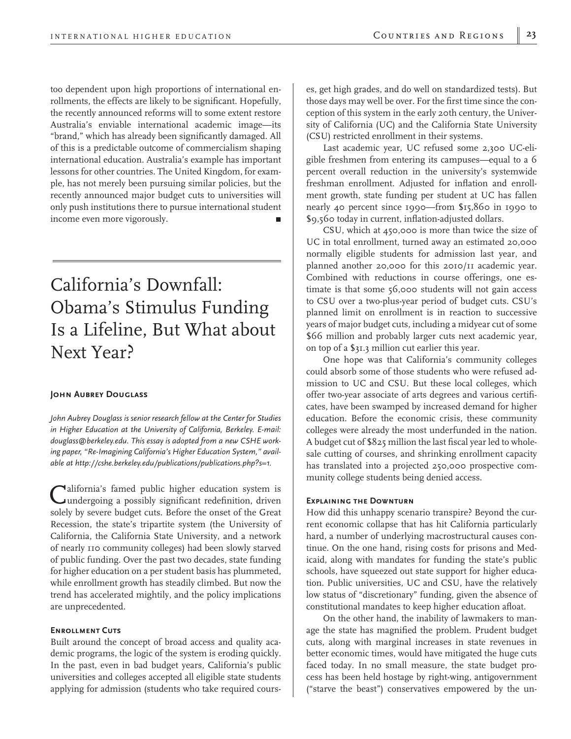too dependent upon high proportions of international enrollments, the effects are likely to be significant. Hopefully, the recently announced reforms will to some extent restore Australia's enviable international academic image—its "brand," which has already been significantly damaged. All of this is a predictable outcome of commercialism shaping international education. Australia's example has important lessons for other countries. The United Kingdom, for example, has not merely been pursuing similar policies, but the recently announced major budget cuts to universities will only push institutions there to pursue international student income even more vigorously.

# California's Downfall: Obama's Stimulus Funding Is a Lifeline, But What about Next Year?

**John Aubrey Douglass**

*John Aubrey Douglass is senior research fellow at the Center for Studies in Higher Education at the University of California, Berkeley. E-mail: douglass@berkeley.edu. This essay is adopted from a new CSHE working paper, "Re-Imagining California's Higher Education System," available at http://cshe.berkeley.edu/publications/publications.php?s=1.*

California's famed public higher education system is undergoing a possibly significant redefinition, driven solely by severe budget cuts. Before the onset of the Great Recession, the state's tripartite system (the University of California, the California State University, and a network of nearly 110 community colleges) had been slowly starved of public funding. Over the past two decades, state funding for higher education on a per student basis has plummeted, while enrollment growth has steadily climbed. But now the trend has accelerated mightily, and the policy implications are unprecedented.

### Enrollment Cuts

Built around the concept of broad access and quality academic programs, the logic of the system is eroding quickly. In the past, even in bad budget years, California's public universities and colleges accepted all eligible state students applying for admission (students who take required courses, get high grades, and do well on standardized tests). But those days may well be over. For the first time since the conception of this system in the early 20th century, the University of California (UC) and the California State University (CSU) restricted enrollment in their systems.

Last academic year, UC refused some 2,300 UC-eligible freshmen from entering its campuses—equal to a 6 percent overall reduction in the university's systemwide freshman enrollment. Adjusted for inflation and enrollment growth, state funding per student at UC has fallen nearly 40 percent since 1990—from $15,860 in 1990 to $9,560 today in current, inflation-adjusted dollars.

CSU, which at 450,000 is more than twice the size of UC in total enrollment, turned away an estimated 20,000 normally eligible students for admission last year, and planned another 20,000 for this 2010/11 academic year. Combined with reductions in course offerings, one estimate is that some 56,000 students will not gain access to CSU over a two-plus-year period of budget cuts. CSU's planned limit on enrollment is in reaction to successive years of major budget cuts, including a midyear cut of some $66 million and probably larger cuts next academic year, on top of a $31.3 million cut earlier this year.

One hope was that California's community colleges could absorb some of those students who were refused admission to UC and CSU. But these local colleges, which offer two-year associate of arts degrees and various certificates, have been swamped by increased demand for higher education. Before the economic crisis, these community colleges were already the most underfunded in the nation. A budget cut of $825 million the last fiscal year led to wholesale cutting of courses, and shrinking enrollment capacity has translated into a projected 250,000 prospective community college students being denied access.

### Explaining the Downturn

How did this unhappy scenario transpire? Beyond the current economic collapse that has hit California particularly hard, a number of underlying macrostructural causes continue. On the one hand, rising costs for prisons and Medicaid, along with mandates for funding the state's public schools, have squeezed out state support for higher education. Public universities, UC and CSU, have the relatively low status of "discretionary" funding, given the absence of constitutional mandates to keep higher education afloat.

On the other hand, the inability of lawmakers to manage the state has magnified the problem. Prudent budget cuts, along with marginal increases in state revenues in better economic times, would have mitigated the huge cuts faced today. In no small measure, the state budget process has been held hostage by right-wing, antigovernment ("starve the beast") conservatives empowered by the un-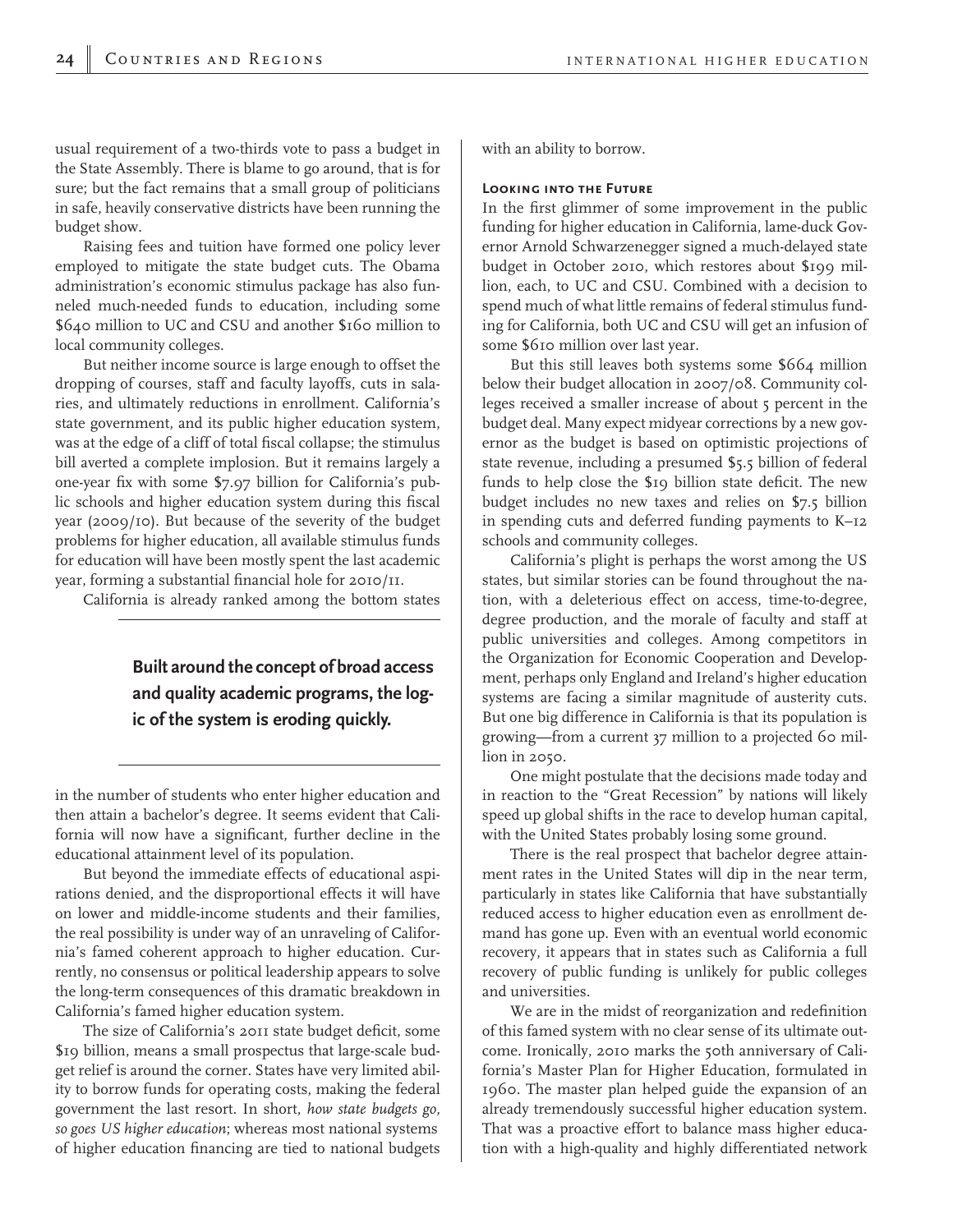usual requirement of a two-thirds vote to pass a budget in the State Assembly. There is blame to go around, that is for sure; but the fact remains that a small group of politicians in safe, heavily conservative districts have been running the budget show.

Raising fees and tuition have formed one policy lever employed to mitigate the state budget cuts. The Obama administration's economic stimulus package has also funneled much-needed funds to education, including some $640 million to UC and CSU and another $160 million to local community colleges.

But neither income source is large enough to offset the dropping of courses, staff and faculty layoffs, cuts in salaries, and ultimately reductions in enrollment. California's state government, and its public higher education system, was at the edge of a cliff of total fiscal collapse; the stimulus bill averted a complete implosion. But it remains largely a one-year fix with some $7.97 billion for California's public schools and higher education system during this fiscal year (2009/10). But because of the severity of the budget problems for higher education, all available stimulus funds for education will have been mostly spent the last academic year, forming a substantial financial hole for 2010/11.

California is already ranked among the bottom states in the number of students who enter higher education and then attain a bachelor's degree. It seems evident that California will now have a significant, further decline in the educational attainment level of its population.

> **Built around the concept of broad access and quality academic programs, the logic of the system is eroding quickly.**

But beyond the immediate effects of educational aspirations denied, and the disproportional effects it will have on lower and middle-income students and their families, the real possibility is under way of an unraveling of California's famed coherent approach to higher education. Currently, no consensus or political leadership appears to solve the long-term consequences of this dramatic breakdown in California's famed higher education system.

The size of California's 2011 state budget deficit, some $19 billion, means a small prospectus that large-scale budget relief is around the corner. States have very limited ability to borrow funds for operating costs, making the federal government the last resort. In short, *how state budgets go, so goes US higher education*; whereas most national systems of higher education financing are tied to national budgets with an ability to borrow.

### Looking into the Future

In the first glimmer of some improvement in the public funding for higher education in California, lame-duck Governor Arnold Schwarzenegger signed a much-delayed state budget in October 2010, which restores about $199 million, each, to UC and CSU. Combined with a decision to spend much of what little remains of federal stimulus funding for California, both UC and CSU will get an infusion of some $610 million over last year.

But this still leaves both systems some $664 million below their budget allocation in 2007/08. Community colleges received a smaller increase of about 5 percent in the budget deal. Many expect midyear corrections by a new governor as the budget is based on optimistic projections of state revenue, including a presumed $5.5 billion of federal funds to help close the $19 billion state deficit. The new budget includes no new taxes and relies on $7.5 billion in spending cuts and deferred funding payments to K–12 schools and community colleges.

California's plight is perhaps the worst among the US states, but similar stories can be found throughout the nation, with a deleterious effect on access, time-to-degree, degree production, and the morale of faculty and staff at public universities and colleges. Among competitors in the Organization for Economic Cooperation and Development, perhaps only England and Ireland's higher education systems are facing a similar magnitude of austerity cuts. But one big difference in California is that its population is growing—from a current 37 million to a projected 60 million in 2050.

One might postulate that the decisions made today and in reaction to the "Great Recession" by nations will likely speed up global shifts in the race to develop human capital, with the United States probably losing some ground.

There is the real prospect that bachelor degree attainment rates in the United States will dip in the near term, particularly in states like California that have substantially reduced access to higher education even as enrollment demand has gone up. Even with an eventual world economic recovery, it appears that in states such as California a full recovery of public funding is unlikely for public colleges and universities.

We are in the midst of reorganization and redefinition of this famed system with no clear sense of its ultimate outcome. Ironically, 2010 marks the 50th anniversary of California's Master Plan for Higher Education, formulated in 1960. The master plan helped guide the expansion of an already tremendously successful higher education system. That was a proactive effort to balance mass higher education with a high-quality and highly differentiated network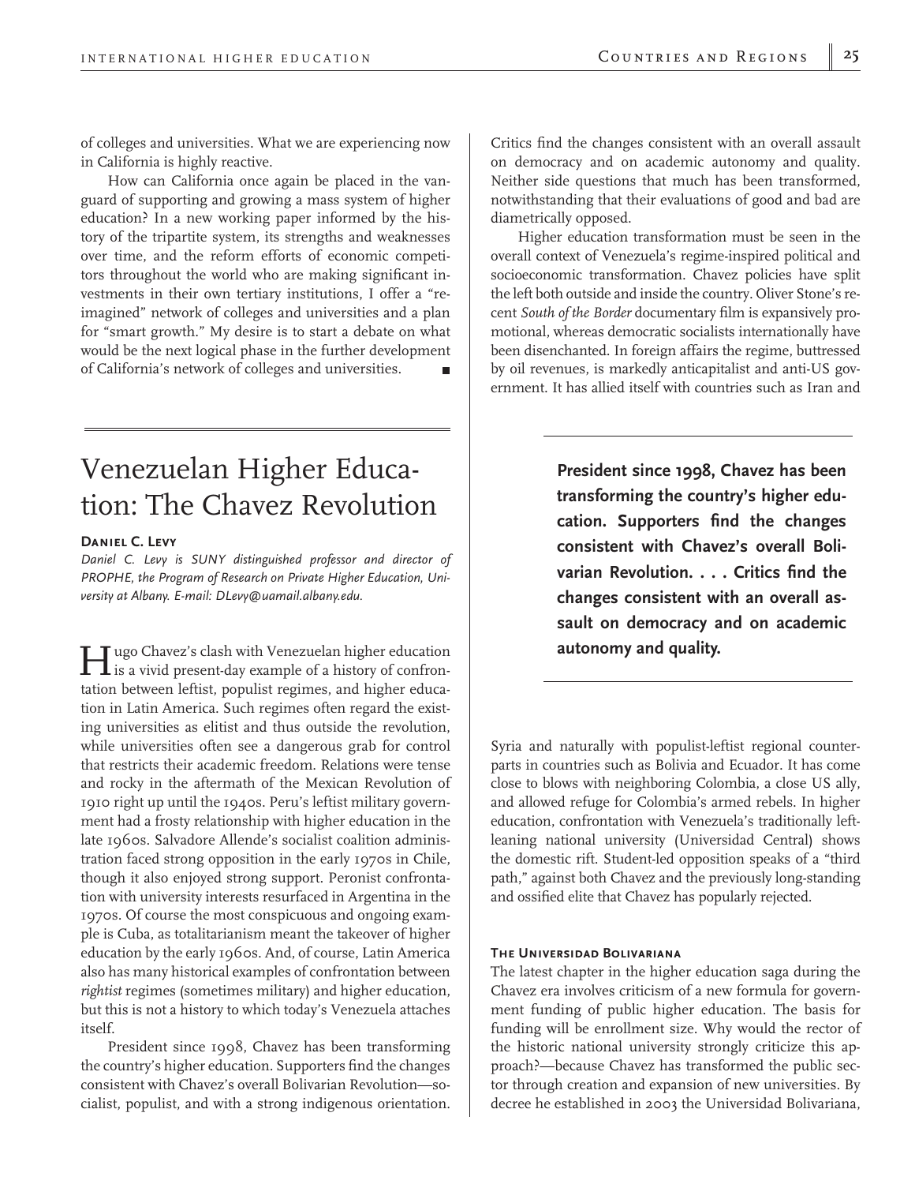of colleges and universities. What we are experiencing now in California is highly reactive.

How can California once again be placed in the vanguard of supporting and growing a mass system of higher education? In a new working paper informed by the history of the tripartite system, its strengths and weaknesses over time, and the reform efforts of economic competitors throughout the world who are making significant investments in their own tertiary institutions, I offer a "reimagined" network of colleges and universities and a plan for "smart growth." My desire is to start a debate on what would be the next logical phase in the further development of California's network of colleges and universities. ■

# Venezuelan Higher Education: The Chavez Revolution

**Daniel C. Levy**

*Daniel C. Levy is SUNY distinguished professor and director of PROPHE, the Program of Research on Private Higher Education, University at Albany. E-mail: DLevy@uamail.albany.edu.*

Hugo Chavez's clash with Venezuelan higher education is a vivid present-day example of a history of confrontation between leftist, populist regimes, and higher education in Latin America. Such regimes often regard the existing universities as elitist and thus outside the revolution, while universities often see a dangerous grab for control that restricts their academic freedom. Relations were tense and rocky in the aftermath of the Mexican Revolution of 1910 right up until the 1940s. Peru's leftist military government had a frosty relationship with higher education in the late 1960s. Salvadore Allende's socialist coalition administration faced strong opposition in the early 1970s in Chile, though it also enjoyed strong support. Peronist confrontation with university interests resurfaced in Argentina in the 1970s. Of course the most conspicuous and ongoing example is Cuba, as totalitarianism meant the takeover of higher education by the early 1960s. And, of course, Latin America also has many historical examples of confrontation between *rightist* regimes (sometimes military) and higher education, but this is not a history to which today's Venezuela attaches itself.

President since 1998, Chavez has been transforming the country's higher education. Supporters find the changes consistent with Chavez's overall Bolivarian Revolution—socialist, populist, and with a strong indigenous orientation. Critics find the changes consistent with an overall assault on democracy and on academic autonomy and quality. Neither side questions that much has been transformed, notwithstanding that their evaluations of good and bad are diametrically opposed.

Higher education transformation must be seen in the overall context of Venezuela's regime-inspired political and socioeconomic transformation. Chavez policies have split the left both outside and inside the country. Oliver Stone's recent *South of the Border* documentary film is expansively promotional, whereas democratic socialists internationally have been disenchanted. In foreign affairs the regime, buttressed by oil revenues, is markedly anticapitalist and anti-US government. It has allied itself with countries such as Iran and Syria and naturally with populist-leftist regional counterparts in countries such as Bolivia and Ecuador. It has come close to blows with neighboring Colombia, a close US ally, and allowed refuge for Colombia's armed rebels. In higher education, confrontation with Venezuela's traditionally left-leaning national university (Universidad Central) shows the domestic rift. Student-led opposition speaks of a "third path," against both Chavez and the previously long-standing and ossified elite that Chavez has popularly rejected.

> **President since 1998, Chavez has been transforming the country's higher education. Supporters find the changes consistent with Chavez's overall Bolivarian Revolution. . . . Critics find the changes consistent with an overall assault on democracy and on academic autonomy and quality.**

### The Universidad Bolivariana

The latest chapter in the higher education saga during the Chavez era involves criticism of a new formula for government funding of public higher education. The basis for funding will be enrollment size. Why would the rector of the historic national university strongly criticize this approach?—because Chavez has transformed the public sector through creation and expansion of new universities. By decree he established in 2003 the Universidad Bolivariana,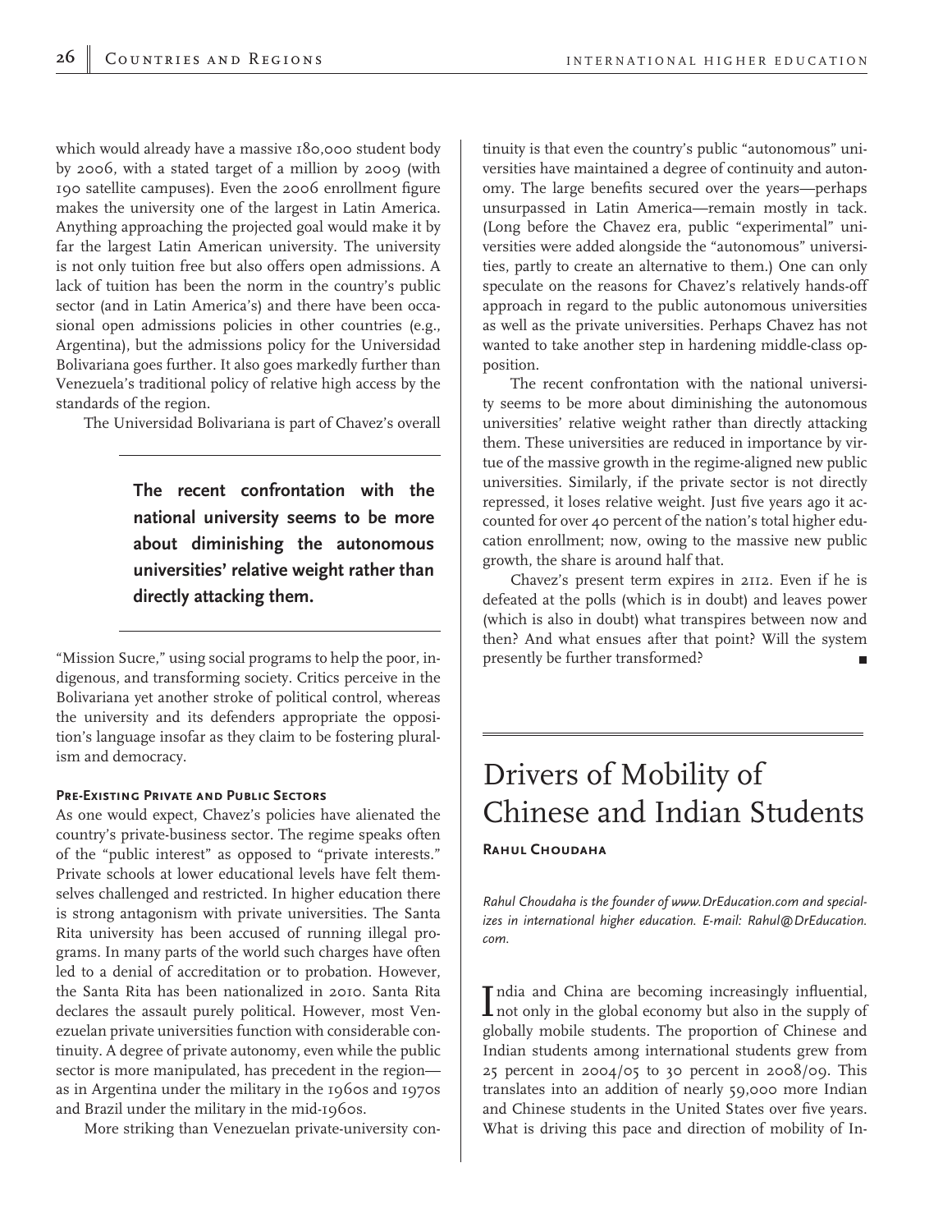which would already have a massive 180,000 student body by 2006, with a stated target of a million by 2009 (with 190 satellite campuses). Even the 2006 enrollment figure makes the university one of the largest in Latin America. Anything approaching the projected goal would make it by far the largest Latin American university. The university is not only tuition free but also offers open admissions. A lack of tuition has been the norm in the country's public sector (and in Latin America's) and there have been occasional open admissions policies in other countries (e.g., Argentina), but the admissions policy for the Universidad Bolivariana goes further. It also goes markedly further than Venezuela's traditional policy of relative high access by the standards of the region.

The Universidad Bolivariana is part of Chavez's overall "Mission Sucre," using social programs to help the poor, indigenous, and transforming society. Critics perceive in the Bolivariana yet another stroke of political control, whereas the university and its defenders appropriate the opposition's language insofar as they claim to be fostering pluralism and democracy.

> **The recent confrontation with the national university seems to be more about diminishing the autonomous universities' relative weight rather than directly attacking them.**

#### Pre-Existing Private and Public Sectors

As one would expect, Chavez's policies have alienated the country's private-business sector. The regime speaks often of the "public interest" as opposed to "private interests." Private schools at lower educational levels have felt themselves challenged and restricted. In higher education there is strong antagonism with private universities. The Santa Rita university has been accused of running illegal programs. In many parts of the world such charges have often led to a denial of accreditation or to probation. However, the Santa Rita has been nationalized in 2010. Santa Rita declares the assault purely political. However, most Venezuelan private universities function with considerable continuity. A degree of private autonomy, even while the public sector is more manipulated, has precedent in the region—as in Argentina under the military in the 1960s and 1970s and Brazil under the military in the mid-1960s.

More striking than Venezuelan private-university continuity is that even the country's public "autonomous" universities have maintained a degree of continuity and autonomy. The large benefits secured over the years—perhaps unsurpassed in Latin America—remain mostly in tack. (Long before the Chavez era, public "experimental" universities were added alongside the "autonomous" universities, partly to create an alternative to them.) One can only speculate on the reasons for Chavez's relatively hands-off approach in regard to the public autonomous universities as well as the private universities. Perhaps Chavez has not wanted to take another step in hardening middle-class opposition.

The recent confrontation with the national university seems to be more about diminishing the autonomous universities' relative weight rather than directly attacking them. These universities are reduced in importance by virtue of the massive growth in the regime-aligned new public universities. Similarly, if the private sector is not directly repressed, it loses relative weight. Just five years ago it accounted for over 40 percent of the nation's total higher education enrollment; now, owing to the massive new public growth, the share is around half that.

Chavez's present term expires in 2112. Even if he is defeated at the polls (which is in doubt) and leaves power (which is also in doubt) what transpires between now and then? And what ensues after that point? Will the system presently be further transformed? ■

# Drivers of Mobility of Chinese and Indian Students

**Rahul Choudaha**

*Rahul Choudaha is the founder of www.DrEducation.com and specializes in international higher education. E-mail: Rahul@DrEducation.com.*

India and China are becoming increasingly influential, not only in the global economy but also in the supply of globally mobile students. The proportion of Chinese and Indian students among international students grew from 25 percent in 2004/05 to 30 percent in 2008/09. This translates into an addition of nearly 59,000 more Indian and Chinese students in the United States over five years. What is driving this pace and direction of mobility of In-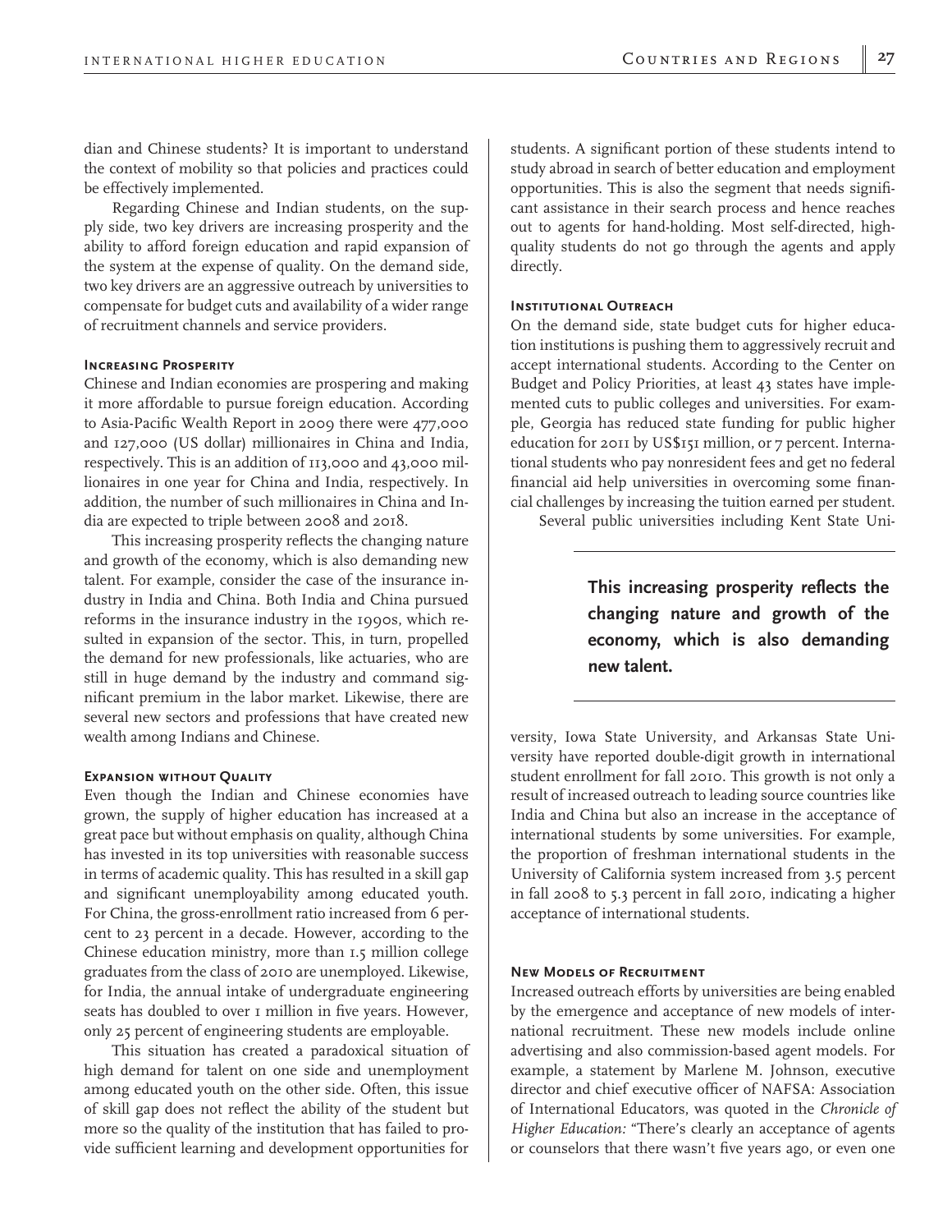dian and Chinese students? It is important to understand the context of mobility so that policies and practices could be effectively implemented.

Regarding Chinese and Indian students, on the supply side, two key drivers are increasing prosperity and the ability to afford foreign education and rapid expansion of the system at the expense of quality. On the demand side, two key drivers are an aggressive outreach by universities to compensate for budget cuts and availability of a wider range of recruitment channels and service providers.

#### Increasing Prosperity

Chinese and Indian economies are prospering and making it more affordable to pursue foreign education. According to Asia-Pacific Wealth Report in 2009 there were 477,000 and 127,000 (US dollar) millionaires in China and India, respectively. This is an addition of 113,000 and 43,000 millionaires in one year for China and India, respectively. In addition, the number of such millionaires in China and India are expected to triple between 2008 and 2018.

This increasing prosperity reflects the changing nature and growth of the economy, which is also demanding new talent. For example, consider the case of the insurance industry in India and China. Both India and China pursued reforms in the insurance industry in the 1990s, which resulted in expansion of the sector. This, in turn, propelled the demand for new professionals, like actuaries, who are still in huge demand by the industry and command significant premium in the labor market. Likewise, there are several new sectors and professions that have created new wealth among Indians and Chinese.

#### Expansion without Quality

Even though the Indian and Chinese economies have grown, the supply of higher education has increased at a great pace but without emphasis on quality, although China has invested in its top universities with reasonable success in terms of academic quality. This has resulted in a skill gap and significant unemployability among educated youth. For China, the gross-enrollment ratio increased from 6 percent to 23 percent in a decade. However, according to the Chinese education ministry, more than 1.5 million college graduates from the class of 2010 are unemployed. Likewise, for India, the annual intake of undergraduate engineering seats has doubled to over 1 million in five years. However, only 25 percent of engineering students are employable.

This situation has created a paradoxical situation of high demand for talent on one side and unemployment among educated youth on the other side. Often, this issue of skill gap does not reflect the ability of the student but more so the quality of the institution that has failed to provide sufficient learning and development opportunities for students. A significant portion of these students intend to study abroad in search of better education and employment opportunities. This is also the segment that needs significant assistance in their search process and hence reaches out to agents for hand-holding. Most self-directed, high-quality students do not go through the agents and apply directly.

#### Institutional Outreach

On the demand side, state budget cuts for higher education institutions is pushing them to aggressively recruit and accept international students. According to the Center on Budget and Policy Priorities, at least 43 states have implemented cuts to public colleges and universities. For example, Georgia has reduced state funding for public higher education for 2011 by US$151 million, or 7 percent. International students who pay nonresident fees and get no federal financial aid help universities in overcoming some financial challenges by increasing the tuition earned per student.

Several public universities including Kent State University, Iowa State University, and Arkansas State University have reported double-digit growth in international student enrollment for fall 2010. This growth is not only a result of increased outreach to leading source countries like India and China but also an increase in the acceptance of international students by some universities. For example, the proportion of freshman international students in the University of California system increased from 3.5 percent in fall 2008 to 5.3 percent in fall 2010, indicating a higher acceptance of international students.

**This increasing prosperity reflects the changing nature and growth of the economy, which is also demanding new talent.**

#### New Models of Recruitment

Increased outreach efforts by universities are being enabled by the emergence and acceptance of new models of international recruitment. These new models include online advertising and also commission-based agent models. For example, a statement by Marlene M. Johnson, executive director and chief executive officer of NAFSA: Association of International Educators, was quoted in the *Chronicle of Higher Education:* "There's clearly an acceptance of agents or counselors that there wasn't five years ago, or even one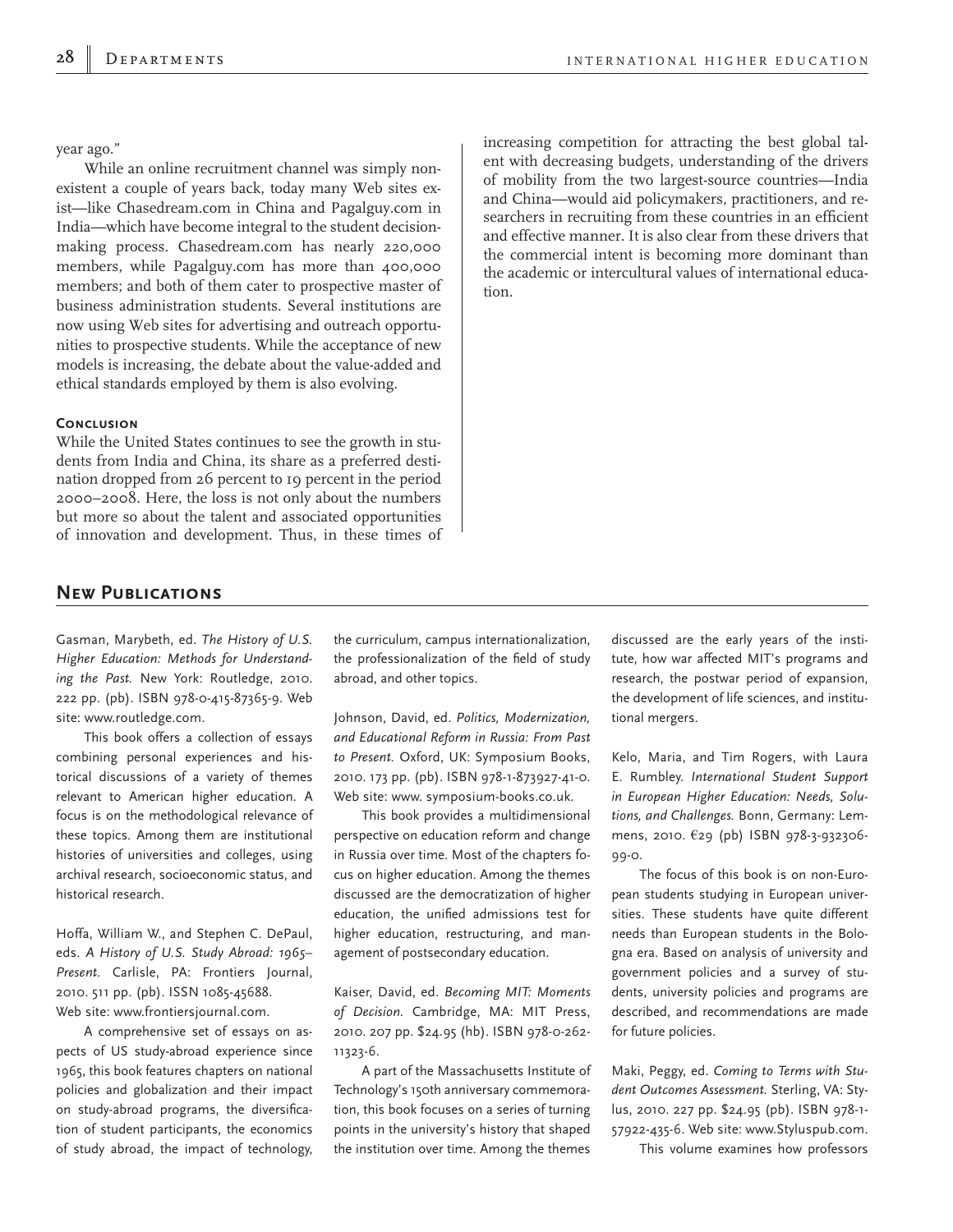year ago."

While an online recruitment channel was simply nonexistent a couple of years back, today many Web sites exist—like Chasedream.com in China and Pagalguy.com in India—which have become integral to the student decision-making process. Chasedream.com has nearly 220,000 members, while Pagalguy.com has more than 400,000 members; and both of them cater to prospective master of business administration students. Several institutions are now using Web sites for advertising and outreach opportunities to prospective students. While the acceptance of new models is increasing, the debate about the value-added and ethical standards employed by them is also evolving.

### Conclusion

While the United States continues to see the growth in students from India and China, its share as a preferred destination dropped from 26 percent to 19 percent in the period 2000–2008. Here, the loss is not only about the numbers but more so about the talent and associated opportunities of innovation and development. Thus, in these times of increasing competition for attracting the best global talent with decreasing budgets, understanding of the drivers of mobility from the two largest-source countries—India and China—would aid policymakers, practitioners, and researchers in recruiting from these countries in an efficient and effective manner. It is also clear from these drivers that the commercial intent is becoming more dominant than the academic or intercultural values of international education.

## New Publications

Gasman, Marybeth, ed. *The History of U.S. Higher Education: Methods for Understanding the Past.* New York: Routledge, 2010. 222 pp. (pb). ISBN 978-0-415-87365-9. Web site: www.routledge.com.

This book offers a collection of essays combining personal experiences and historical discussions of a variety of themes relevant to American higher education. A focus is on the methodological relevance of these topics. Among them are institutional histories of universities and colleges, using archival research, socioeconomic status, and historical research.

Hoffa, William W., and Stephen C. DePaul, eds. *A History of U.S. Study Abroad: 1965–Present.* Carlisle, PA: Frontiers Journal, 2010. 511 pp. (pb). ISSN 1085-45688. Web site: www.frontiersjournal.com.

A comprehensive set of essays on aspects of US study-abroad experience since 1965, this book features chapters on national policies and globalization and their impact on study-abroad programs, the diversification of student participants, the economics of study abroad, the impact of technology, the curriculum, campus internationalization, the professionalization of the field of study abroad, and other topics.

Johnson, David, ed. *Politics, Modernization, and Educational Reform in Russia: From Past to Present.* Oxford, UK: Symposium Books, 2010. 173 pp. (pb). ISBN 978-1-873927-41-0. Web site: www. symposium-books.co.uk.

This book provides a multidimensional perspective on education reform and change in Russia over time. Most of the chapters focus on higher education. Among the themes discussed are the democratization of higher education, the unified admissions test for higher education, restructuring, and management of postsecondary education.

Kaiser, David, ed. *Becoming MIT: Moments of Decision.* Cambridge, MA: MIT Press, 2010. 207 pp. $24.95 (hb). ISBN 978-0-262-11323-6.

A part of the Massachusetts Institute of Technology's 150th anniversary commemoration, this book focuses on a series of turning points in the university's history that shaped the institution over time. Among the themes discussed are the early years of the institute, how war affected MIT's programs and research, the postwar period of expansion, the development of life sciences, and institutional mergers.

Kelo, Maria, and Tim Rogers, with Laura E. Rumbley. *International Student Support in European Higher Education: Needs, Solutions, and Challenges.* Bonn, Germany: Lemmens, 2010. €29 (pb) ISBN 978-3-932306-99-0.

The focus of this book is on non-European students studying in European universities. These students have quite different needs than European students in the Bologna era. Based on analysis of university and government policies and a survey of students, university policies and programs are described, and recommendations are made for future policies.

Maki, Peggy, ed. *Coming to Terms with Student Outcomes Assessment.* Sterling, VA: Stylus, 2010. 227 pp. $24.95 (pb). ISBN 978-1-57922-435-6. Web site: www.Styluspub.com.

This volume examines how professors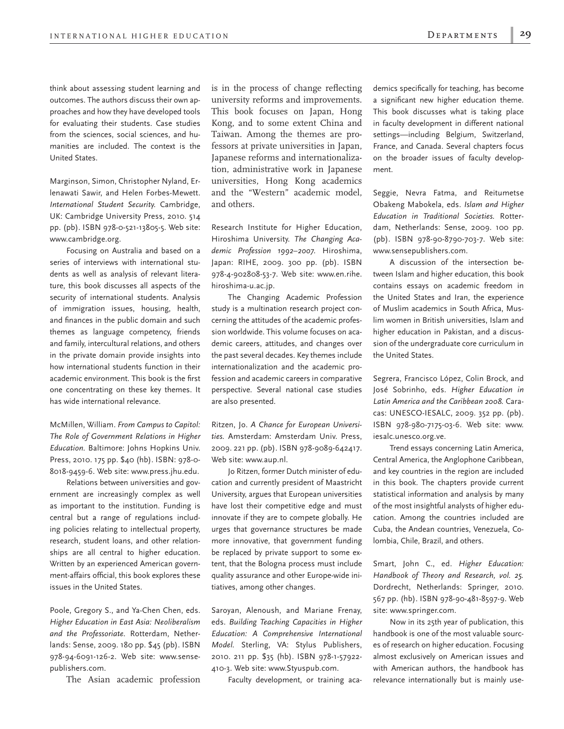think about assessing student learning and outcomes. The authors discuss their own approaches and how they have developed tools for evaluating their students. Case studies from the sciences, social sciences, and humanities are included. The context is the United States.

Marginson, Simon, Christopher Nyland, Erlenawati Sawir, and Helen Forbes-Mewett. *International Student Security.* Cambridge, UK: Cambridge University Press, 2010. 514 pp. (pb). ISBN 978-0-521-13805-5. Web site: www.cambridge.org.

Focusing on Australia and based on a series of interviews with international students as well as analysis of relevant literature, this book discusses all aspects of the security of international students. Analysis of immigration issues, housing, health, and finances in the public domain and such themes as language competency, friends and family, intercultural relations, and others in the private domain provide insights into how international students function in their academic environment. This book is the first one concentrating on these key themes. It has wide international relevance.

McMillen, William. *From Campus to Capitol: The Role of Government Relations in Higher Education.* Baltimore: Johns Hopkins Univ. Press, 2010. 175 pp. $40 (hb). ISBN: 978-0-8018-9459-6. Web site: www.press.jhu.edu.

Relations between universities and government are increasingly complex as well as important to the institution. Funding is central but a range of regulations including policies relating to intellectual property, research, student loans, and other relationships are all central to higher education. Written by an experienced American government-affairs official, this book explores these issues in the United States.

Poole, Gregory S., and Ya-Chen Chen, eds. *Higher Education in East Asia: Neoliberalism and the Professoriate.* Rotterdam, Netherlands: Sense, 2009. 180 pp. $45 (pb). ISBN 978-94-6091-126-2. Web site: www.sensepublishers.com.

The Asian academic profession is in the process of change reflecting university reforms and improvements. This book focuses on Japan, Hong Kong, and to some extent China and Taiwan. Among the themes are professors at private universities in Japan, Japanese reforms and internationalization, administrative work in Japanese universities, Hong Kong academics and the "Western" academic model, and others.

Research Institute for Higher Education, Hiroshima University. *The Changing Academic Profession 1992–2007.* Hiroshima, Japan: RIHE, 2009. 300 pp. (pb). ISBN 978-4-902808-53-7. Web site: www.en.rihe.hiroshima-u.ac.jp.

The Changing Academic Profession study is a multination research project concerning the attitudes of the academic profession worldwide. This volume focuses on academic careers, attitudes, and changes over the past several decades. Key themes include internationalization and the academic profession and academic careers in comparative perspective. Several national case studies are also presented.

Ritzen, Jo. *A Chance for European Universities.* Amsterdam: Amsterdam Univ. Press, 2009. 221 pp. (pb). ISBN 978-9089-642417. Web site: www.aup.nl.

Jo Ritzen, former Dutch minister of education and currently president of Maastricht University, argues that European universities have lost their competitive edge and must innovate if they are to compete globally. He urges that governance structures be made more innovative, that government funding be replaced by private support to some extent, that the Bologna process must include quality assurance and other Europe-wide initiatives, among other changes.

Saroyan, Alenoush, and Mariane Frenay, eds. *Building Teaching Capacities in Higher Education: A Comprehensive International Model.* Sterling, VA: Stylus Publishers, 2010. 211 pp. $35 (hb). ISBN 978-1-57922-410-3. Web site: www.Styuspub.com.

Faculty development, or training academics specifically for teaching, has become a significant new higher education theme. This book discusses what is taking place in faculty development in different national settings—including Belgium, Switzerland, France, and Canada. Several chapters focus on the broader issues of faculty development.

Seggie, Nevra Fatma, and Reitumetse Obakeng Mabokela, eds. *Islam and Higher Education in Traditional Societies.* Rotterdam, Netherlands: Sense, 2009. 100 pp. (pb). ISBN 978-90-8790-703-7. Web site: www.sensepublishers.com.

A discussion of the intersection between Islam and higher education, this book contains essays on academic freedom in the United States and Iran, the experience of Muslim academics in South Africa, Muslim women in British universities, Islam and higher education in Pakistan, and a discussion of the undergraduate core curriculum in the United States.

Segrera, Francisco López, Colin Brock, and José Sobrinho, eds. *Higher Education in Latin America and the Caribbean 2008.* Caracas: UNESCO-IESALC, 2009. 352 pp. (pb). ISBN 978-980-7175-03-6. Web site: www.iesalc.unesco.org.ve.

Trend essays concerning Latin America, Central America, the Anglophone Caribbean, and key countries in the region are included in this book. The chapters provide current statistical information and analysis by many of the most insightful analysts of higher education. Among the countries included are Cuba, the Andean countries, Venezuela, Colombia, Chile, Brazil, and others.

Smart, John C., ed. *Higher Education: Handbook of Theory and Research, vol. 25.* Dordrecht, Netherlands: Springer, 2010. 567 pp. (hb). ISBN 978-90-481-8597-9. Web site: www.springer.com.

Now in its 25th year of publication, this handbook is one of the most valuable sources of research on higher education. Focusing almost exclusively on American issues and with American authors, the handbook has relevance internationally but is mainly use-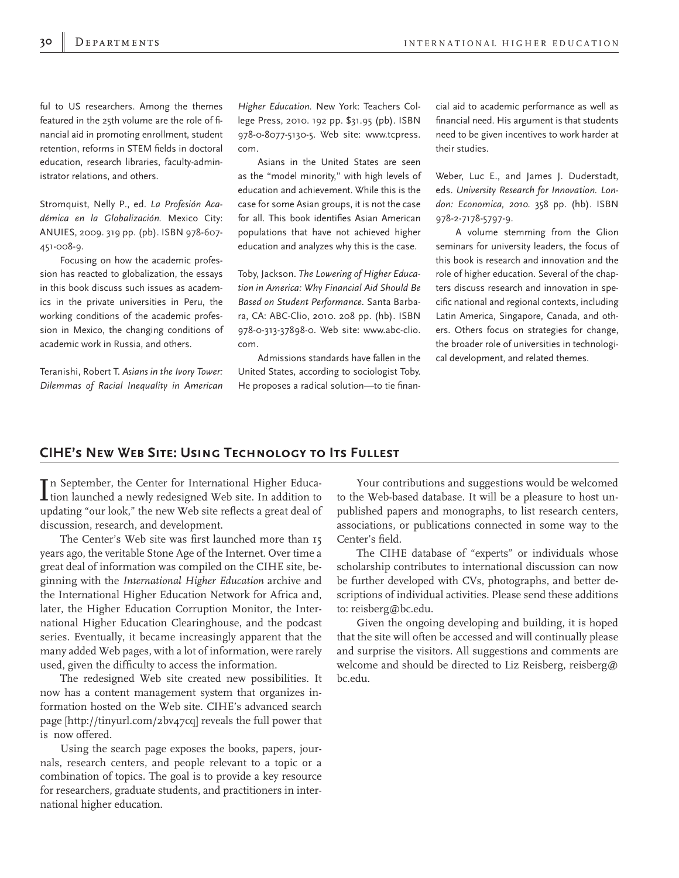ful to US researchers. Among the themes featured in the 25th volume are the role of financial aid in promoting enrollment, student retention, reforms in STEM fields in doctoral education, research libraries, faculty-administrator relations, and others.

Stromquist, Nelly P., ed. *La Profesión Académica en la Globalización.* Mexico City: ANUIES, 2009. 319 pp. (pb). ISBN 978-607-451-008-9.

Focusing on how the academic profession has reacted to globalization, the essays in this book discuss such issues as academics in the private universities in Peru, the working conditions of the academic profession in Mexico, the changing conditions of academic work in Russia, and others.

Teranishi, Robert T. *Asians in the Ivory Tower: Dilemmas of Racial Inequality in American Higher Education.* New York: Teachers College Press, 2010. 192 pp. $31.95 (pb). ISBN 978-0-8077-5130-5. Web site: www.tcpress.com.

Asians in the United States are seen as the "model minority," with high levels of education and achievement. While this is the case for some Asian groups, it is not the case for all. This book identifies Asian American populations that have not achieved higher education and analyzes why this is the case.

Toby, Jackson. *The Lowering of Higher Education in America: Why Financial Aid Should Be Based on Student Performance.* Santa Barbara, CA: ABC-Clio, 2010. 208 pp. (hb). ISBN 978-0-313-37898-0. Web site: www.abc-clio.com.

Admissions standards have fallen in the United States, according to sociologist Toby. He proposes a radical solution—to tie financial aid to academic performance as well as financial need. His argument is that students need to be given incentives to work harder at their studies.

Weber, Luc E., and James J. Duderstadt, eds. *University Research for Innovation. London: Economica, 2010.* 358 pp. (hb). ISBN 978-2-7178-5797-9.

A volume stemming from the Glion seminars for university leaders, the focus of this book is research and innovation and the role of higher education. Several of the chapters discuss research and innovation in specific national and regional contexts, including Latin America, Singapore, Canada, and others. Others focus on strategies for change, the broader role of universities in technological development, and related themes.

## CIHE's New Web Site: Using Technology to Its Fullest

In September, the Center for International Higher Education launched a newly redesigned Web site. In addition to updating "our look," the new Web site reflects a great deal of discussion, research, and development.

The Center's Web site was first launched more than 15 years ago, the veritable Stone Age of the Internet. Over time a great deal of information was compiled on the CIHE site, beginning with the *International Higher Education* archive and the International Higher Education Network for Africa and, later, the Higher Education Corruption Monitor, the International Higher Education Clearinghouse, and the podcast series. Eventually, it became increasingly apparent that the many added Web pages, with a lot of information, were rarely used, given the difficulty to access the information.

The redesigned Web site created new possibilities. It now has a content management system that organizes information hosted on the Web site. CIHE's advanced search page [http://tinyurl.com/2bv47cq] reveals the full power that is now offered.

Using the search page exposes the books, papers, journals, research centers, and people relevant to a topic or a combination of topics. The goal is to provide a key resource for researchers, graduate students, and practitioners in international higher education.

Your contributions and suggestions would be welcomed to the Web-based database. It will be a pleasure to host unpublished papers and monographs, to list research centers, associations, or publications connected in some way to the Center's field.

The CIHE database of "experts" or individuals whose scholarship contributes to international discussion can now be further developed with CVs, photographs, and better descriptions of individual activities. Please send these additions to: reisberg@bc.edu.

Given the ongoing developing and building, it is hoped that the site will often be accessed and will continually please and surprise the visitors. All suggestions and comments are welcome and should be directed to Liz Reisberg, reisberg@bc.edu.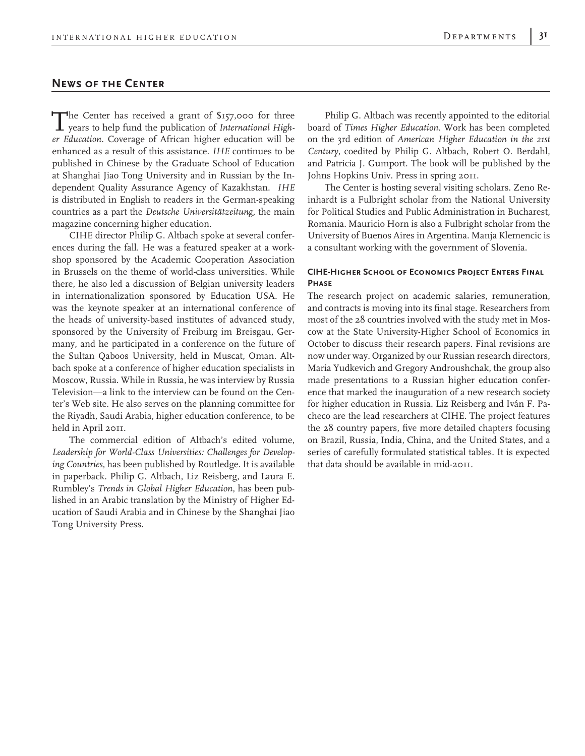## News of the Center

The Center has received a grant of $157,000 for three years to help fund the publication of *International Higher Education*. Coverage of African higher education will be enhanced as a result of this assistance. *IHE* continues to be published in Chinese by the Graduate School of Education at Shanghai Jiao Tong University and in Russian by the Independent Quality Assurance Agency of Kazakhstan. *IHE* is distributed in English to readers in the German-speaking countries as a part the *Deutsche Universitätzeitung*, the main magazine concerning higher education.

CIHE director Philip G. Altbach spoke at several conferences during the fall. He was a featured speaker at a workshop sponsored by the Academic Cooperation Association in Brussels on the theme of world-class universities. While there, he also led a discussion of Belgian university leaders in internationalization sponsored by Education USA. He was the keynote speaker at an international conference of the heads of university-based institutes of advanced study, sponsored by the University of Freiburg im Breisgau, Germany, and he participated in a conference on the future of the Sultan Qaboos University, held in Muscat, Oman. Altbach spoke at a conference of higher education specialists in Moscow, Russia. While in Russia, he was interview by Russia Television—a link to the interview can be found on the Center's Web site. He also serves on the planning committee for the Riyadh, Saudi Arabia, higher education conference, to be held in April 2011.

The commercial edition of Altbach's edited volume, *Leadership for World-Class Universities: Challenges for Developing Countries*, has been published by Routledge. It is available in paperback. Philip G. Altbach, Liz Reisberg, and Laura E. Rumbley's *Trends in Global Higher Education*, has been published in an Arabic translation by the Ministry of Higher Education of Saudi Arabia and in Chinese by the Shanghai Jiao Tong University Press.

Philip G. Altbach was recently appointed to the editorial board of *Times Higher Education*. Work has been completed on the 3rd edition of *American Higher Education in the 21st Century*, coedited by Philip G. Altbach, Robert O. Berdahl, and Patricia J. Gumport. The book will be published by the Johns Hopkins Univ. Press in spring 2011.

The Center is hosting several visiting scholars. Zeno Reinhardt is a Fulbright scholar from the National University for Political Studies and Public Administration in Bucharest, Romania. Mauricio Horn is also a Fulbright scholar from the University of Buenos Aires in Argentina. Manja Klemencic is a consultant working with the government of Slovenia.

### CIHE-Higher School of Economics Project Enters Final Phase

The research project on academic salaries, remuneration, and contracts is moving into its final stage. Researchers from most of the 28 countries involved with the study met in Moscow at the State University-Higher School of Economics in October to discuss their research papers. Final revisions are now under way. Organized by our Russian research directors, Maria Yudkevich and Gregory Androushchak, the group also made presentations to a Russian higher education conference that marked the inauguration of a new research society for higher education in Russia. Liz Reisberg and Iván F. Pacheco are the lead researchers at CIHE. The project features the 28 country papers, five more detailed chapters focusing on Brazil, Russia, India, China, and the United States, and a series of carefully formulated statistical tables. It is expected that data should be available in mid-2011.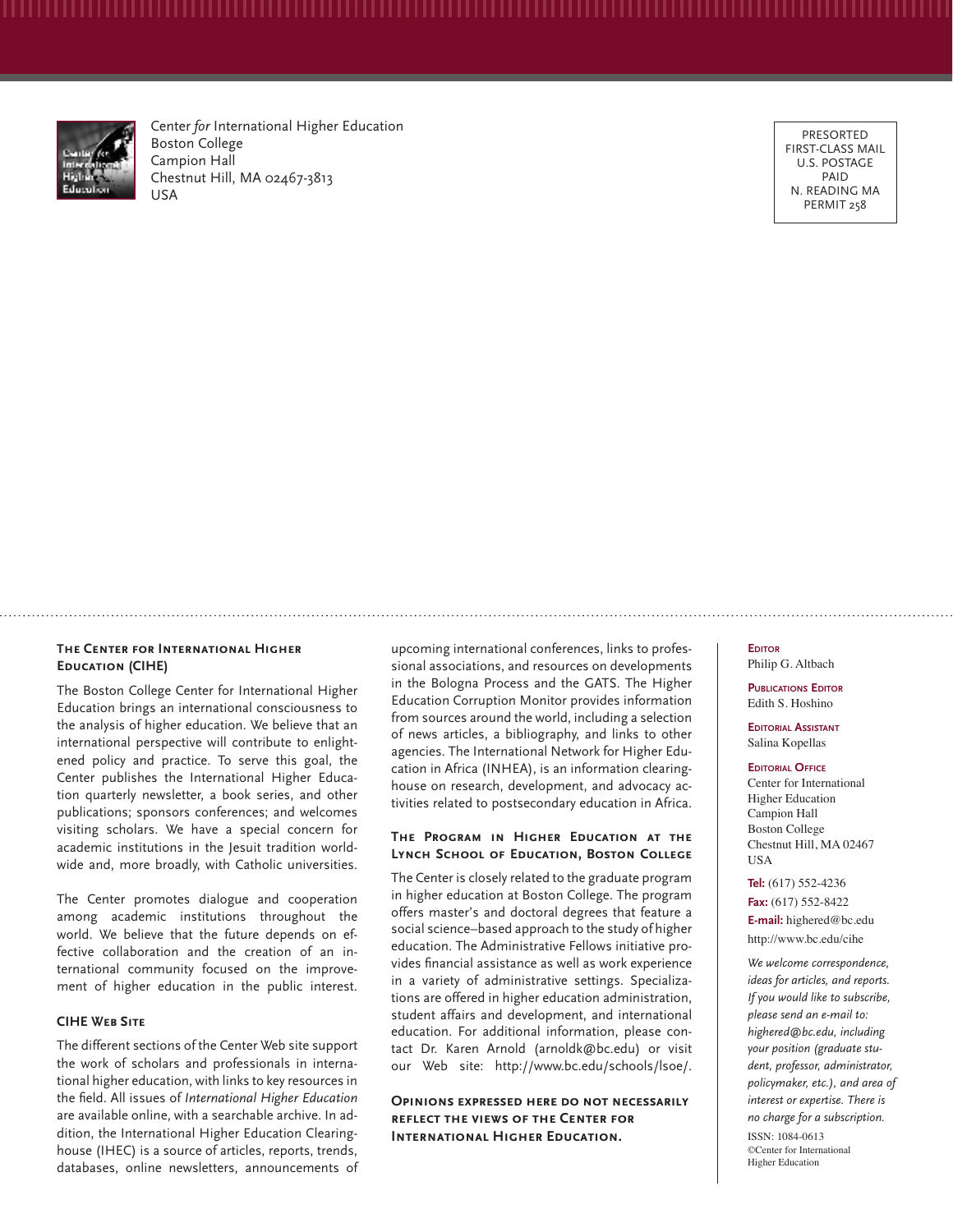Center *for* International Higher Education
Boston College
Campion Hall
Chestnut Hill, MA 02467-3813
USA

PRESORTED
FIRST-CLASS MAIL
U.S. POSTAGE
PAID
N. READING MA
PERMIT 258

### The Center for International Higher Education (CIHE)

The Boston College Center for International Higher Education brings an international consciousness to the analysis of higher education. We believe that an international perspective will contribute to enlightened policy and practice. To serve this goal, the Center publishes the International Higher Education quarterly newsletter, a book series, and other publications; sponsors conferences; and welcomes visiting scholars. We have a special concern for academic institutions in the Jesuit tradition worldwide and, more broadly, with Catholic universities.

The Center promotes dialogue and cooperation among academic institutions throughout the world. We believe that the future depends on effective collaboration and the creation of an international community focused on the improvement of higher education in the public interest.

### CIHE Web Site

The different sections of the Center Web site support the work of scholars and professionals in international higher education, with links to key resources in the field. All issues of *International Higher Education* are available online, with a searchable archive. In addition, the International Higher Education Clearinghouse (IHEC) is a source of articles, reports, trends, databases, online newsletters, announcements of upcoming international conferences, links to professional associations, and resources on developments in the Bologna Process and the GATS. The Higher Education Corruption Monitor provides information from sources around the world, including a selection of news articles, a bibliography, and links to other agencies. The International Network for Higher Education in Africa (INHEA), is an information clearinghouse on research, development, and advocacy activities related to postsecondary education in Africa.

### The Program in Higher Education at the Lynch School of Education, Boston College

The Center is closely related to the graduate program in higher education at Boston College. The program offers master's and doctoral degrees that feature a social science–based approach to the study of higher education. The Administrative Fellows initiative provides financial assistance as well as work experience in a variety of administrative settings. Specializations are offered in higher education administration, student affairs and development, and international education. For additional information, please contact Dr. Karen Arnold (arnoldk@bc.edu) or visit our Web site: http://www.bc.edu/schools/lsoe/.

**Opinions expressed here do not necessarily reflect the views of the Center for International Higher Education.**

**Editor**
Philip G. Altbach

**Publications Editor**
Edith S. Hoshino

**Editorial Assistant**
Salina Kopellas

**Editorial Office**
Center for International Higher Education
Campion Hall
Boston College
Chestnut Hill, MA 02467
USA

**Tel:** (617) 552-4236
**Fax:** (617) 552-8422
**E-mail:** highered@bc.edu
http://www.bc.edu/cihe

*We welcome correspondence, ideas for articles, and reports. If you would like to subscribe, please send an e-mail to: highered@bc.edu, including your position (graduate student, professor, administrator, policymaker, etc.), and area of interest or expertise. There is no charge for a subscription.*

ISSN: 1084-0613
©Center for International Higher Education